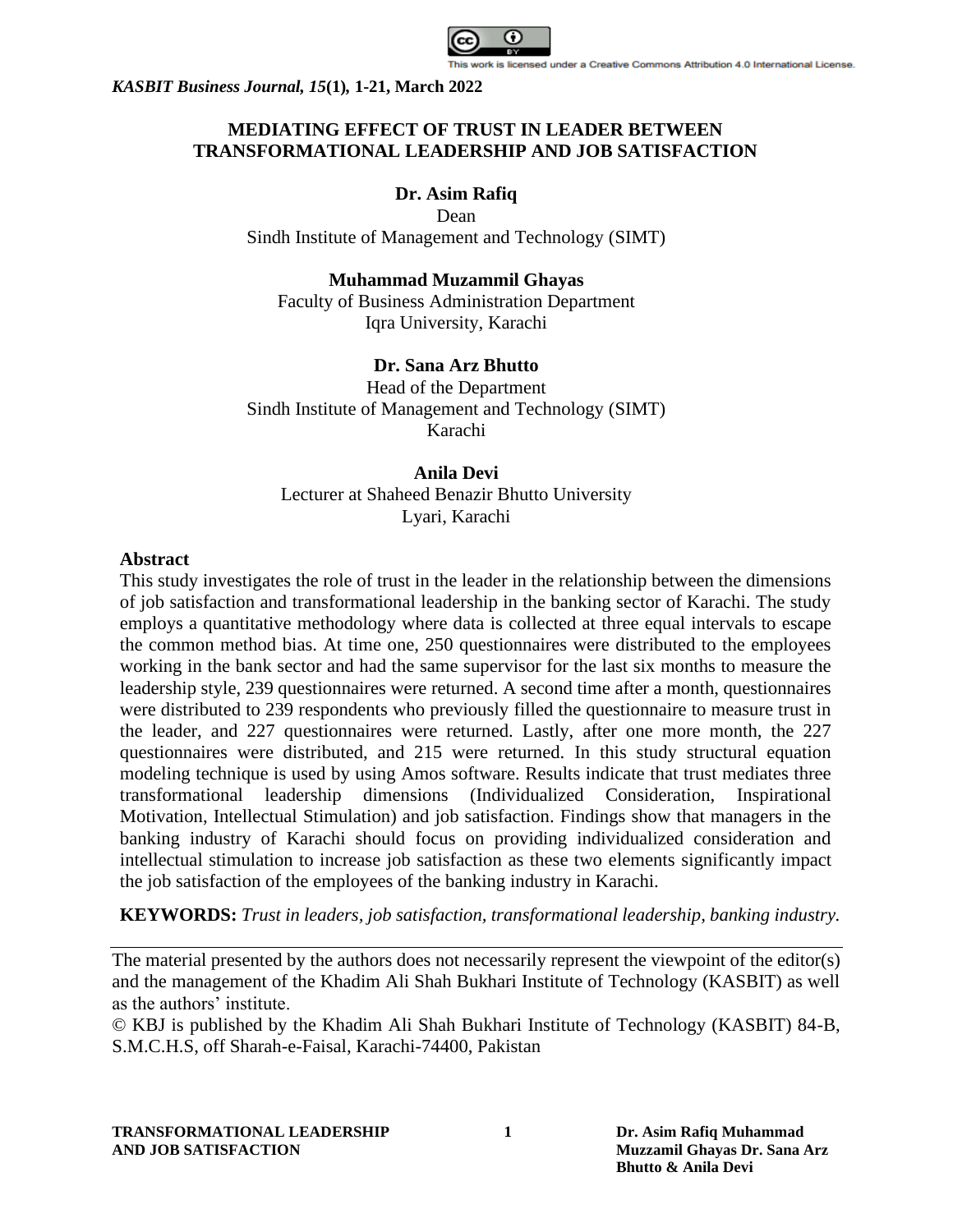# MEDIATING EFFECT OF TRUST IN LEADER BETWEEN TRANSFORMATIONAL LEADERSHIP AND JOB SATISFACTION

**Dr. Asim Rafiq**
Dean
Sindh Institute of Management and Technology (SIMT)

**Muhammad Muzammil Ghayas**
Faculty of Business Administration Department
Iqra University, Karachi

**Dr. Sana Arz Bhutto**
Head of the Department
Sindh Institute of Management and Technology (SIMT)
Karachi

**Anila Devi**
Lecturer at Shaheed Benazir Bhutto University
Lyari, Karachi

## Abstract

This study investigates the role of trust in the leader in the relationship between the dimensions of job satisfaction and transformational leadership in the banking sector of Karachi. The study employs a quantitative methodology where data is collected at three equal intervals to escape the common method bias. At time one, 250 questionnaires were distributed to the employees working in the bank sector and had the same supervisor for the last six months to measure the leadership style, 239 questionnaires were returned. A second time after a month, questionnaires were distributed to 239 respondents who previously filled the questionnaire to measure trust in the leader, and 227 questionnaires were returned. Lastly, after one more month, the 227 questionnaires were distributed, and 215 were returned. In this study structural equation modeling technique is used by using Amos software. Results indicate that trust mediates three transformational leadership dimensions (Individualized Consideration, Inspirational Motivation, Intellectual Stimulation) and job satisfaction. Findings show that managers in the banking industry of Karachi should focus on providing individualized consideration and intellectual stimulation to increase job satisfaction as these two elements significantly impact the job satisfaction of the employees of the banking industry in Karachi.

**KEYWORDS:** *Trust in leaders, job satisfaction, transformational leadership, banking industry.*

---

The material presented by the authors does not necessarily represent the viewpoint of the editor(s) and the management of the Khadim Ali Shah Bukhari Institute of Technology (KASBIT) as well as the authors' institute.

© KBJ is published by the Khadim Ali Shah Bukhari Institute of Technology (KASBIT) 84-B, S.M.C.H.S, off Sharah-e-Faisal, Karachi-74400, Pakistan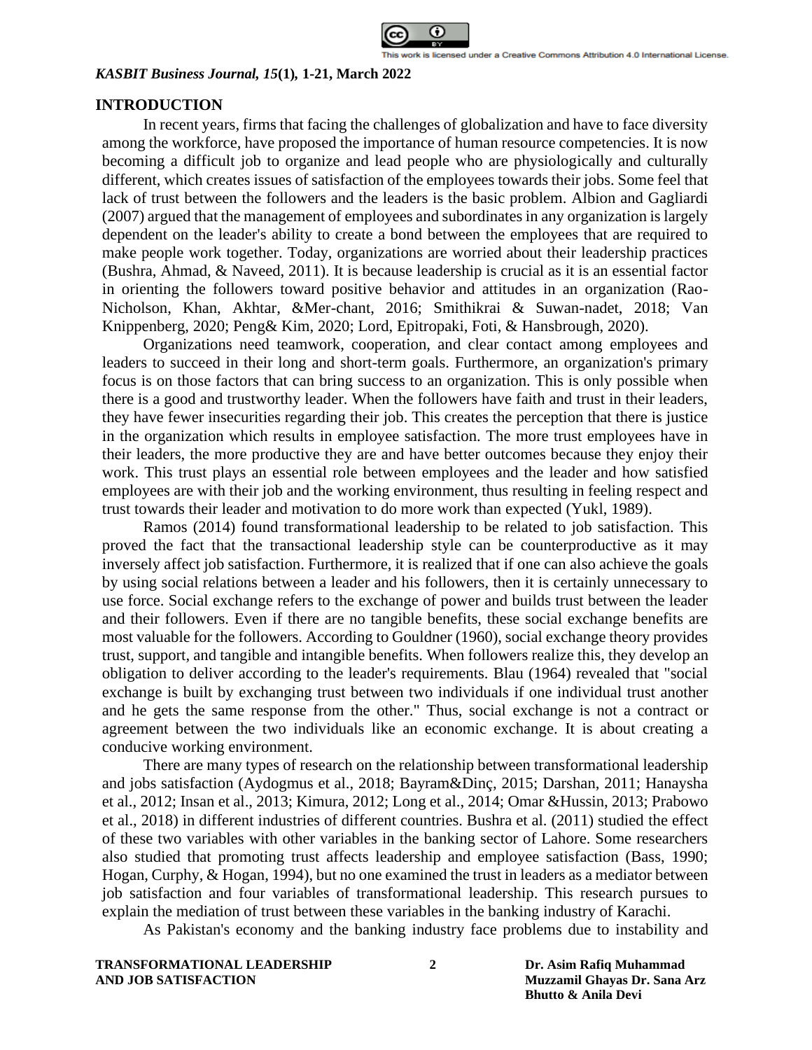## INTRODUCTION

In recent years, firms that facing the challenges of globalization and have to face diversity among the workforce, have proposed the importance of human resource competencies. It is now becoming a difficult job to organize and lead people who are physiologically and culturally different, which creates issues of satisfaction of the employees towards their jobs. Some feel that lack of trust between the followers and the leaders is the basic problem. Albion and Gagliardi (2007) argued that the management of employees and subordinates in any organization is largely dependent on the leader's ability to create a bond between the employees that are required to make people work together. Today, organizations are worried about their leadership practices (Bushra, Ahmad, & Naveed, 2011). It is because leadership is crucial as it is an essential factor in orienting the followers toward positive behavior and attitudes in an organization (Rao-Nicholson, Khan, Akhtar, &Mer-chant, 2016; Smithikrai & Suwan-nadet, 2018; Van Knippenberg, 2020; Peng& Kim, 2020; Lord, Epitropaki, Foti, & Hansbrough, 2020).

Organizations need teamwork, cooperation, and clear contact among employees and leaders to succeed in their long and short-term goals. Furthermore, an organization's primary focus is on those factors that can bring success to an organization. This is only possible when there is a good and trustworthy leader. When the followers have faith and trust in their leaders, they have fewer insecurities regarding their job. This creates the perception that there is justice in the organization which results in employee satisfaction. The more trust employees have in their leaders, the more productive they are and have better outcomes because they enjoy their work. This trust plays an essential role between employees and the leader and how satisfied employees are with their job and the working environment, thus resulting in feeling respect and trust towards their leader and motivation to do more work than expected (Yukl, 1989).

Ramos (2014) found transformational leadership to be related to job satisfaction. This proved the fact that the transactional leadership style can be counterproductive as it may inversely affect job satisfaction. Furthermore, it is realized that if one can also achieve the goals by using social relations between a leader and his followers, then it is certainly unnecessary to use force. Social exchange refers to the exchange of power and builds trust between the leader and their followers. Even if there are no tangible benefits, these social exchange benefits are most valuable for the followers. According to Gouldner (1960), social exchange theory provides trust, support, and tangible and intangible benefits. When followers realize this, they develop an obligation to deliver according to the leader's requirements. Blau (1964) revealed that "social exchange is built by exchanging trust between two individuals if one individual trust another and he gets the same response from the other." Thus, social exchange is not a contract or agreement between the two individuals like an economic exchange. It is about creating a conducive working environment.

There are many types of research on the relationship between transformational leadership and jobs satisfaction (Aydogmus et al., 2018; Bayram&Dinç, 2015; Darshan, 2011; Hanaysha et al., 2012; Insan et al., 2013; Kimura, 2012; Long et al., 2014; Omar &Hussin, 2013; Prabowo et al., 2018) in different industries of different countries. Bushra et al. (2011) studied the effect of these two variables with other variables in the banking sector of Lahore. Some researchers also studied that promoting trust affects leadership and employee satisfaction (Bass, 1990; Hogan, Curphy, & Hogan, 1994), but no one examined the trust in leaders as a mediator between job satisfaction and four variables of transformational leadership. This research pursues to explain the mediation of trust between these variables in the banking industry of Karachi.

As Pakistan's economy and the banking industry face problems due to instability and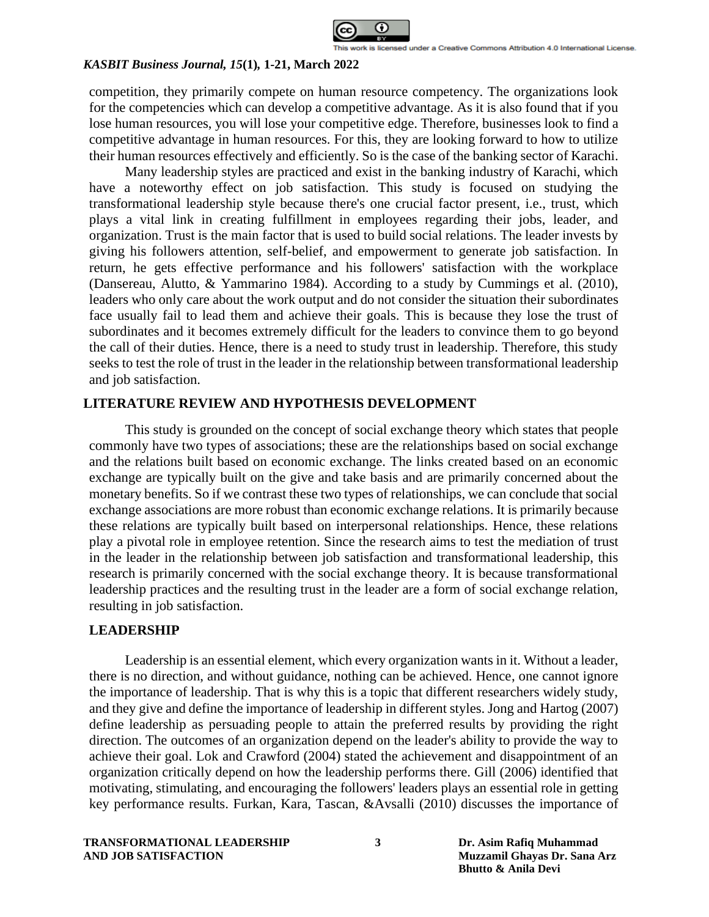competition, they primarily compete on human resource competency. The organizations look for the competencies which can develop a competitive advantage. As it is also found that if you lose human resources, you will lose your competitive edge. Therefore, businesses look to find a competitive advantage in human resources. For this, they are looking forward to how to utilize their human resources effectively and efficiently. So is the case of the banking sector of Karachi.

Many leadership styles are practiced and exist in the banking industry of Karachi, which have a noteworthy effect on job satisfaction. This study is focused on studying the transformational leadership style because there's one crucial factor present, i.e., trust, which plays a vital link in creating fulfillment in employees regarding their jobs, leader, and organization. Trust is the main factor that is used to build social relations. The leader invests by giving his followers attention, self-belief, and empowerment to generate job satisfaction. In return, he gets effective performance and his followers' satisfaction with the workplace (Dansereau, Alutto, & Yammarino 1984). According to a study by Cummings et al. (2010), leaders who only care about the work output and do not consider the situation their subordinates face usually fail to lead them and achieve their goals. This is because they lose the trust of subordinates and it becomes extremely difficult for the leaders to convince them to go beyond the call of their duties. Hence, there is a need to study trust in leadership. Therefore, this study seeks to test the role of trust in the leader in the relationship between transformational leadership and job satisfaction.

## LITERATURE REVIEW AND HYPOTHESIS DEVELOPMENT

This study is grounded on the concept of social exchange theory which states that people commonly have two types of associations; these are the relationships based on social exchange and the relations built based on economic exchange. The links created based on an economic exchange are typically built on the give and take basis and are primarily concerned about the monetary benefits. So if we contrast these two types of relationships, we can conclude that social exchange associations are more robust than economic exchange relations. It is primarily because these relations are typically built based on interpersonal relationships. Hence, these relations play a pivotal role in employee retention. Since the research aims to test the mediation of trust in the leader in the relationship between job satisfaction and transformational leadership, this research is primarily concerned with the social exchange theory. It is because transformational leadership practices and the resulting trust in the leader are a form of social exchange relation, resulting in job satisfaction.

## LEADERSHIP

Leadership is an essential element, which every organization wants in it. Without a leader, there is no direction, and without guidance, nothing can be achieved. Hence, one cannot ignore the importance of leadership. That is why this is a topic that different researchers widely study, and they give and define the importance of leadership in different styles. Jong and Hartog (2007) define leadership as persuading people to attain the preferred results by providing the right direction. The outcomes of an organization depend on the leader's ability to provide the way to achieve their goal. Lok and Crawford (2004) stated the achievement and disappointment of an organization critically depend on how the leadership performs there. Gill (2006) identified that motivating, stimulating, and encouraging the followers' leaders plays an essential role in getting key performance results. Furkan, Kara, Tascan, &Avsalli (2010) discusses the importance of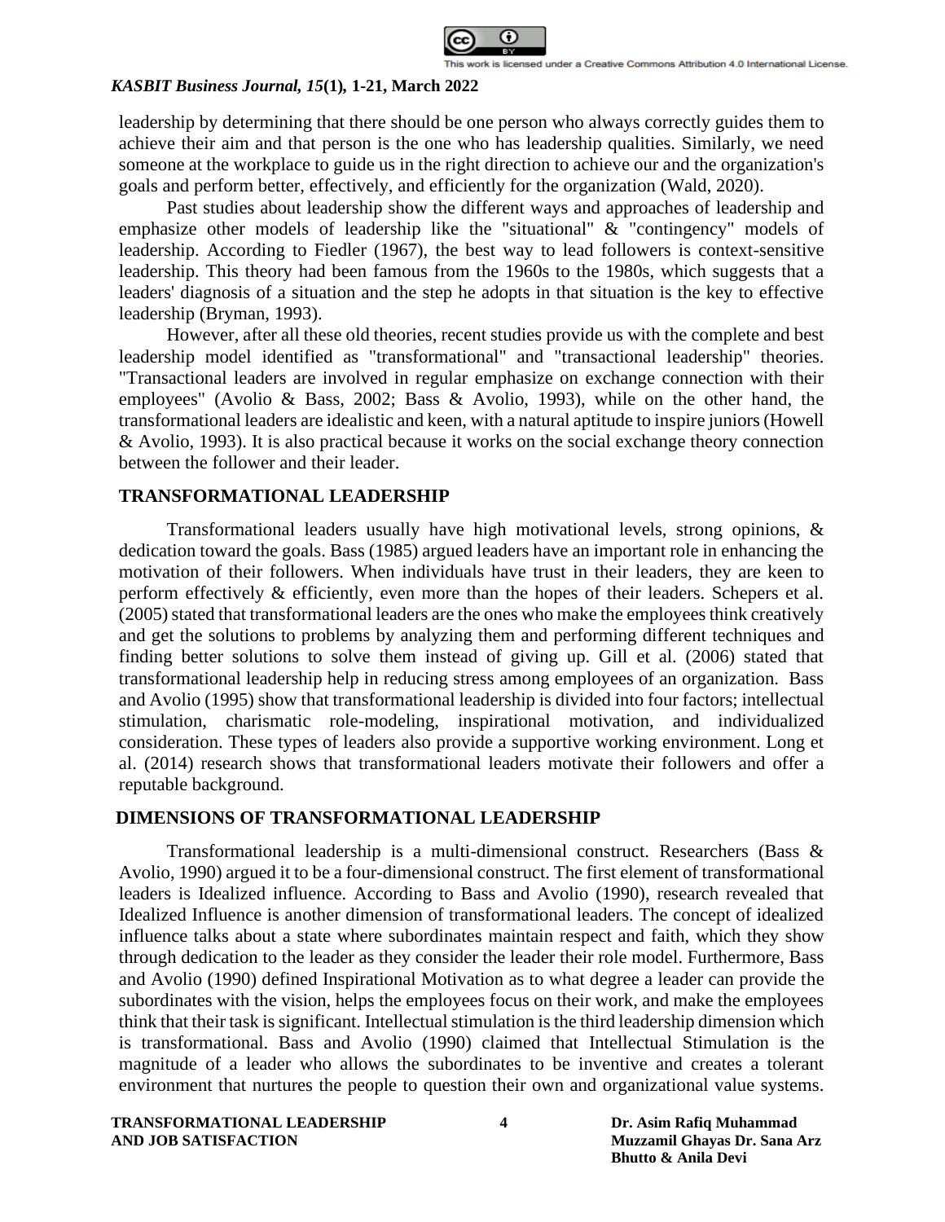leadership by determining that there should be one person who always correctly guides them to achieve their aim and that person is the one who has leadership qualities. Similarly, we need someone at the workplace to guide us in the right direction to achieve our and the organization's goals and perform better, effectively, and efficiently for the organization (Wald, 2020).

Past studies about leadership show the different ways and approaches of leadership and emphasize other models of leadership like the "situational" & "contingency" models of leadership. According to Fiedler (1967), the best way to lead followers is context-sensitive leadership. This theory had been famous from the 1960s to the 1980s, which suggests that a leaders' diagnosis of a situation and the step he adopts in that situation is the key to effective leadership (Bryman, 1993).

However, after all these old theories, recent studies provide us with the complete and best leadership model identified as "transformational" and "transactional leadership" theories. "Transactional leaders are involved in regular emphasize on exchange connection with their employees" (Avolio & Bass, 2002; Bass & Avolio, 1993), while on the other hand, the transformational leaders are idealistic and keen, with a natural aptitude to inspire juniors (Howell & Avolio, 1993). It is also practical because it works on the social exchange theory connection between the follower and their leader.

## TRANSFORMATIONAL LEADERSHIP

Transformational leaders usually have high motivational levels, strong opinions, & dedication toward the goals. Bass (1985) argued leaders have an important role in enhancing the motivation of their followers. When individuals have trust in their leaders, they are keen to perform effectively & efficiently, even more than the hopes of their leaders. Schepers et al. (2005) stated that transformational leaders are the ones who make the employees think creatively and get the solutions to problems by analyzing them and performing different techniques and finding better solutions to solve them instead of giving up. Gill et al. (2006) stated that transformational leadership help in reducing stress among employees of an organization. Bass and Avolio (1995) show that transformational leadership is divided into four factors; intellectual stimulation, charismatic role-modeling, inspirational motivation, and individualized consideration. These types of leaders also provide a supportive working environment. Long et al. (2014) research shows that transformational leaders motivate their followers and offer a reputable background.

## DIMENSIONS OF TRANSFORMATIONAL LEADERSHIP

Transformational leadership is a multi-dimensional construct. Researchers (Bass & Avolio, 1990) argued it to be a four-dimensional construct. The first element of transformational leaders is Idealized influence. According to Bass and Avolio (1990), research revealed that Idealized Influence is another dimension of transformational leaders. The concept of idealized influence talks about a state where subordinates maintain respect and faith, which they show through dedication to the leader as they consider the leader their role model. Furthermore, Bass and Avolio (1990) defined Inspirational Motivation as to what degree a leader can provide the subordinates with the vision, helps the employees focus on their work, and make the employees think that their task is significant. Intellectual stimulation is the third leadership dimension which is transformational. Bass and Avolio (1990) claimed that Intellectual Stimulation is the magnitude of a leader who allows the subordinates to be inventive and creates a tolerant environment that nurtures the people to question their own and organizational value systems.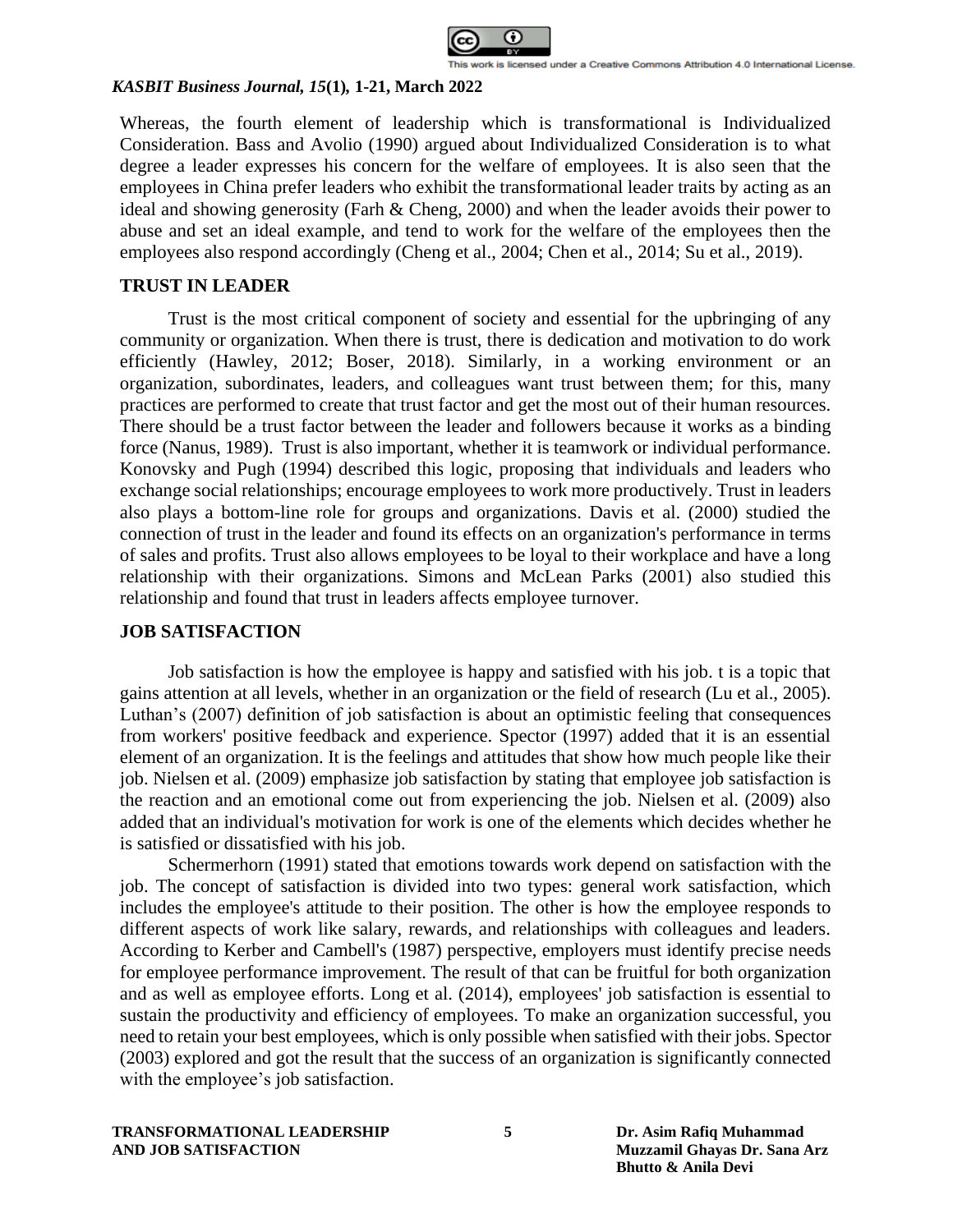Whereas, the fourth element of leadership which is transformational is Individualized Consideration. Bass and Avolio (1990) argued about Individualized Consideration is to what degree a leader expresses his concern for the welfare of employees. It is also seen that the employees in China prefer leaders who exhibit the transformational leader traits by acting as an ideal and showing generosity (Farh & Cheng, 2000) and when the leader avoids their power to abuse and set an ideal example, and tend to work for the welfare of the employees then the employees also respond accordingly (Cheng et al., 2004; Chen et al., 2014; Su et al., 2019).

## TRUST IN LEADER

Trust is the most critical component of society and essential for the upbringing of any community or organization. When there is trust, there is dedication and motivation to do work efficiently (Hawley, 2012; Boser, 2018). Similarly, in a working environment or an organization, subordinates, leaders, and colleagues want trust between them; for this, many practices are performed to create that trust factor and get the most out of their human resources. There should be a trust factor between the leader and followers because it works as a binding force (Nanus, 1989). Trust is also important, whether it is teamwork or individual performance. Konovsky and Pugh (1994) described this logic, proposing that individuals and leaders who exchange social relationships; encourage employees to work more productively. Trust in leaders also plays a bottom-line role for groups and organizations. Davis et al. (2000) studied the connection of trust in the leader and found its effects on an organization's performance in terms of sales and profits. Trust also allows employees to be loyal to their workplace and have a long relationship with their organizations. Simons and McLean Parks (2001) also studied this relationship and found that trust in leaders affects employee turnover.

## JOB SATISFACTION

Job satisfaction is how the employee is happy and satisfied with his job. t is a topic that gains attention at all levels, whether in an organization or the field of research (Lu et al., 2005). Luthan's (2007) definition of job satisfaction is about an optimistic feeling that consequences from workers' positive feedback and experience. Spector (1997) added that it is an essential element of an organization. It is the feelings and attitudes that show how much people like their job. Nielsen et al. (2009) emphasize job satisfaction by stating that employee job satisfaction is the reaction and an emotional come out from experiencing the job. Nielsen et al. (2009) also added that an individual's motivation for work is one of the elements which decides whether he is satisfied or dissatisfied with his job.

Schermerhorn (1991) stated that emotions towards work depend on satisfaction with the job. The concept of satisfaction is divided into two types: general work satisfaction, which includes the employee's attitude to their position. The other is how the employee responds to different aspects of work like salary, rewards, and relationships with colleagues and leaders. According to Kerber and Cambell's (1987) perspective, employers must identify precise needs for employee performance improvement. The result of that can be fruitful for both organization and as well as employee efforts. Long et al. (2014), employees' job satisfaction is essential to sustain the productivity and efficiency of employees. To make an organization successful, you need to retain your best employees, which is only possible when satisfied with their jobs. Spector (2003) explored and got the result that the success of an organization is significantly connected with the employee's job satisfaction.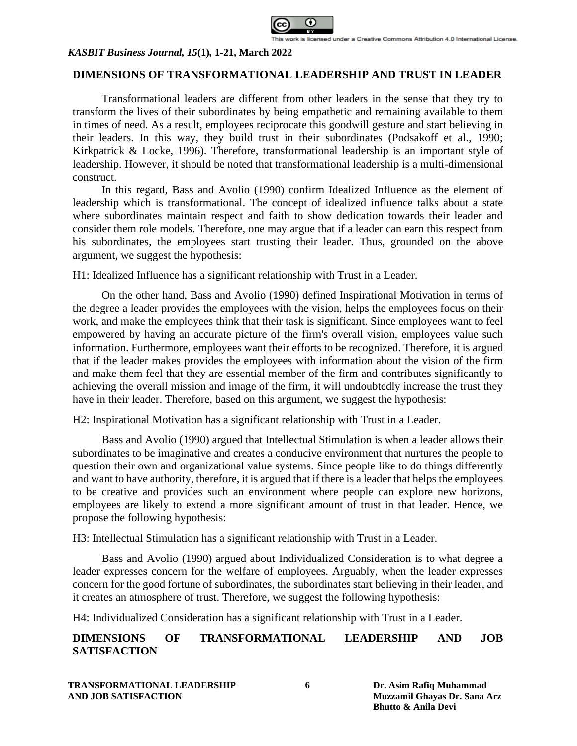## DIMENSIONS OF TRANSFORMATIONAL LEADERSHIP AND TRUST IN LEADER

Transformational leaders are different from other leaders in the sense that they try to transform the lives of their subordinates by being empathetic and remaining available to them in times of need. As a result, employees reciprocate this goodwill gesture and start believing in their leaders. In this way, they build trust in their subordinates (Podsakoff et al., 1990; Kirkpatrick & Locke, 1996). Therefore, transformational leadership is an important style of leadership. However, it should be noted that transformational leadership is a multi-dimensional construct.

In this regard, Bass and Avolio (1990) confirm Idealized Influence as the element of leadership which is transformational. The concept of idealized influence talks about a state where subordinates maintain respect and faith to show dedication towards their leader and consider them role models. Therefore, one may argue that if a leader can earn this respect from his subordinates, the employees start trusting their leader. Thus, grounded on the above argument, we suggest the hypothesis:

H1: Idealized Influence has a significant relationship with Trust in a Leader.

On the other hand, Bass and Avolio (1990) defined Inspirational Motivation in terms of the degree a leader provides the employees with the vision, helps the employees focus on their work, and make the employees think that their task is significant. Since employees want to feel empowered by having an accurate picture of the firm's overall vision, employees value such information. Furthermore, employees want their efforts to be recognized. Therefore, it is argued that if the leader makes provides the employees with information about the vision of the firm and make them feel that they are essential member of the firm and contributes significantly to achieving the overall mission and image of the firm, it will undoubtedly increase the trust they have in their leader. Therefore, based on this argument, we suggest the hypothesis:

H2: Inspirational Motivation has a significant relationship with Trust in a Leader.

Bass and Avolio (1990) argued that Intellectual Stimulation is when a leader allows their subordinates to be imaginative and creates a conducive environment that nurtures the people to question their own and organizational value systems. Since people like to do things differently and want to have authority, therefore, it is argued that if there is a leader that helps the employees to be creative and provides such an environment where people can explore new horizons, employees are likely to extend a more significant amount of trust in that leader. Hence, we propose the following hypothesis:

H3: Intellectual Stimulation has a significant relationship with Trust in a Leader.

Bass and Avolio (1990) argued about Individualized Consideration is to what degree a leader expresses concern for the welfare of employees. Arguably, when the leader expresses concern for the good fortune of subordinates, the subordinates start believing in their leader, and it creates an atmosphere of trust. Therefore, we suggest the following hypothesis:

H4: Individualized Consideration has a significant relationship with Trust in a Leader.

## DIMENSIONS OF TRANSFORMATIONAL LEADERSHIP AND JOB SATISFACTION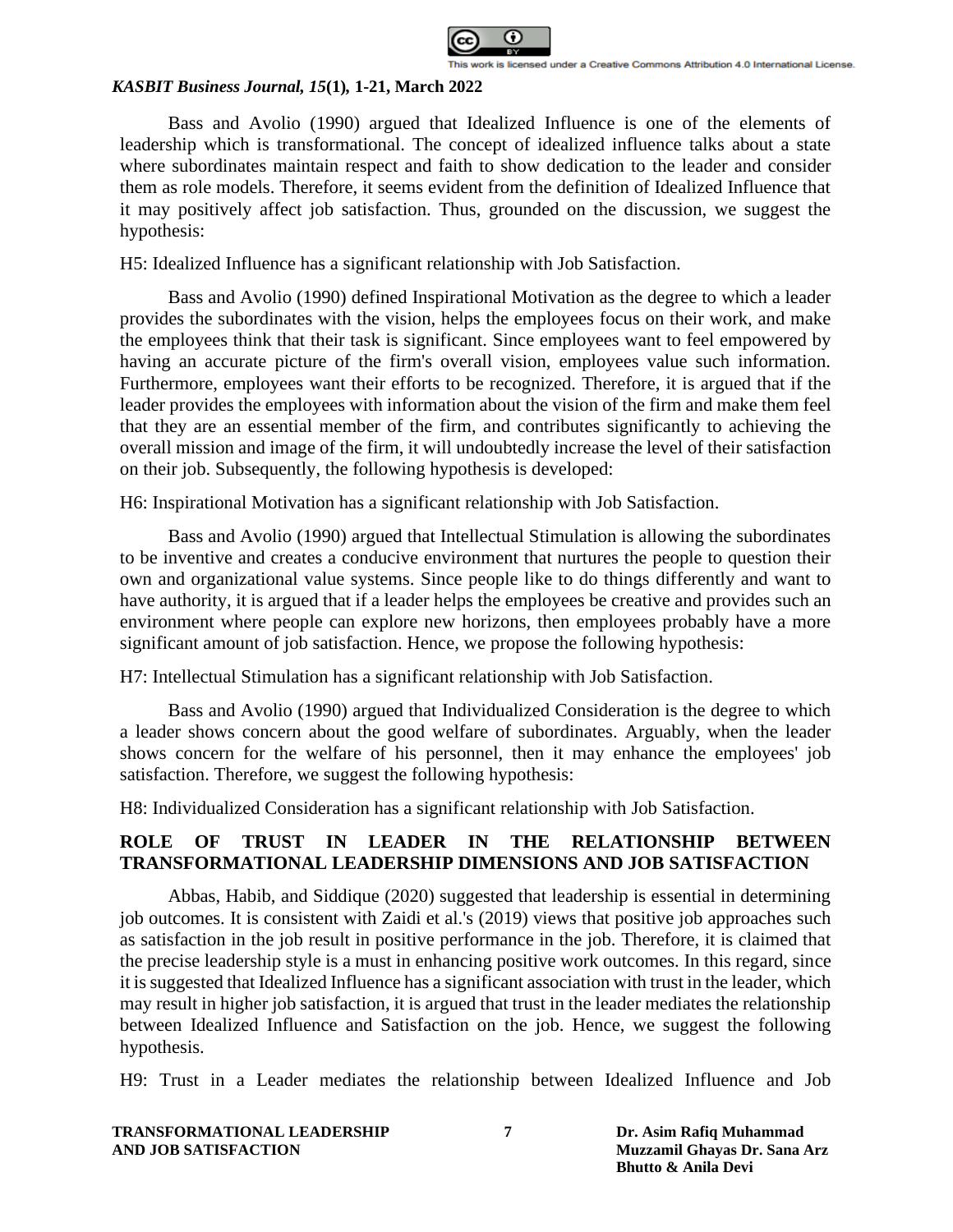Bass and Avolio (1990) argued that Idealized Influence is one of the elements of leadership which is transformational. The concept of idealized influence talks about a state where subordinates maintain respect and faith to show dedication to the leader and consider them as role models. Therefore, it seems evident from the definition of Idealized Influence that it may positively affect job satisfaction. Thus, grounded on the discussion, we suggest the hypothesis:

H5: Idealized Influence has a significant relationship with Job Satisfaction.

Bass and Avolio (1990) defined Inspirational Motivation as the degree to which a leader provides the subordinates with the vision, helps the employees focus on their work, and make the employees think that their task is significant. Since employees want to feel empowered by having an accurate picture of the firm's overall vision, employees value such information. Furthermore, employees want their efforts to be recognized. Therefore, it is argued that if the leader provides the employees with information about the vision of the firm and make them feel that they are an essential member of the firm, and contributes significantly to achieving the overall mission and image of the firm, it will undoubtedly increase the level of their satisfaction on their job. Subsequently, the following hypothesis is developed:

H6: Inspirational Motivation has a significant relationship with Job Satisfaction.

Bass and Avolio (1990) argued that Intellectual Stimulation is allowing the subordinates to be inventive and creates a conducive environment that nurtures the people to question their own and organizational value systems. Since people like to do things differently and want to have authority, it is argued that if a leader helps the employees be creative and provides such an environment where people can explore new horizons, then employees probably have a more significant amount of job satisfaction. Hence, we propose the following hypothesis:

H7: Intellectual Stimulation has a significant relationship with Job Satisfaction.

Bass and Avolio (1990) argued that Individualized Consideration is the degree to which a leader shows concern about the good welfare of subordinates. Arguably, when the leader shows concern for the welfare of his personnel, then it may enhance the employees' job satisfaction. Therefore, we suggest the following hypothesis:

H8: Individualized Consideration has a significant relationship with Job Satisfaction.

## ROLE OF TRUST IN LEADER IN THE RELATIONSHIP BETWEEN TRANSFORMATIONAL LEADERSHIP DIMENSIONS AND JOB SATISFACTION

Abbas, Habib, and Siddique (2020) suggested that leadership is essential in determining job outcomes. It is consistent with Zaidi et al.'s (2019) views that positive job approaches such as satisfaction in the job result in positive performance in the job. Therefore, it is claimed that the precise leadership style is a must in enhancing positive work outcomes. In this regard, since it is suggested that Idealized Influence has a significant association with trust in the leader, which may result in higher job satisfaction, it is argued that trust in the leader mediates the relationship between Idealized Influence and Satisfaction on the job. Hence, we suggest the following hypothesis.

H9: Trust in a Leader mediates the relationship between Idealized Influence and Job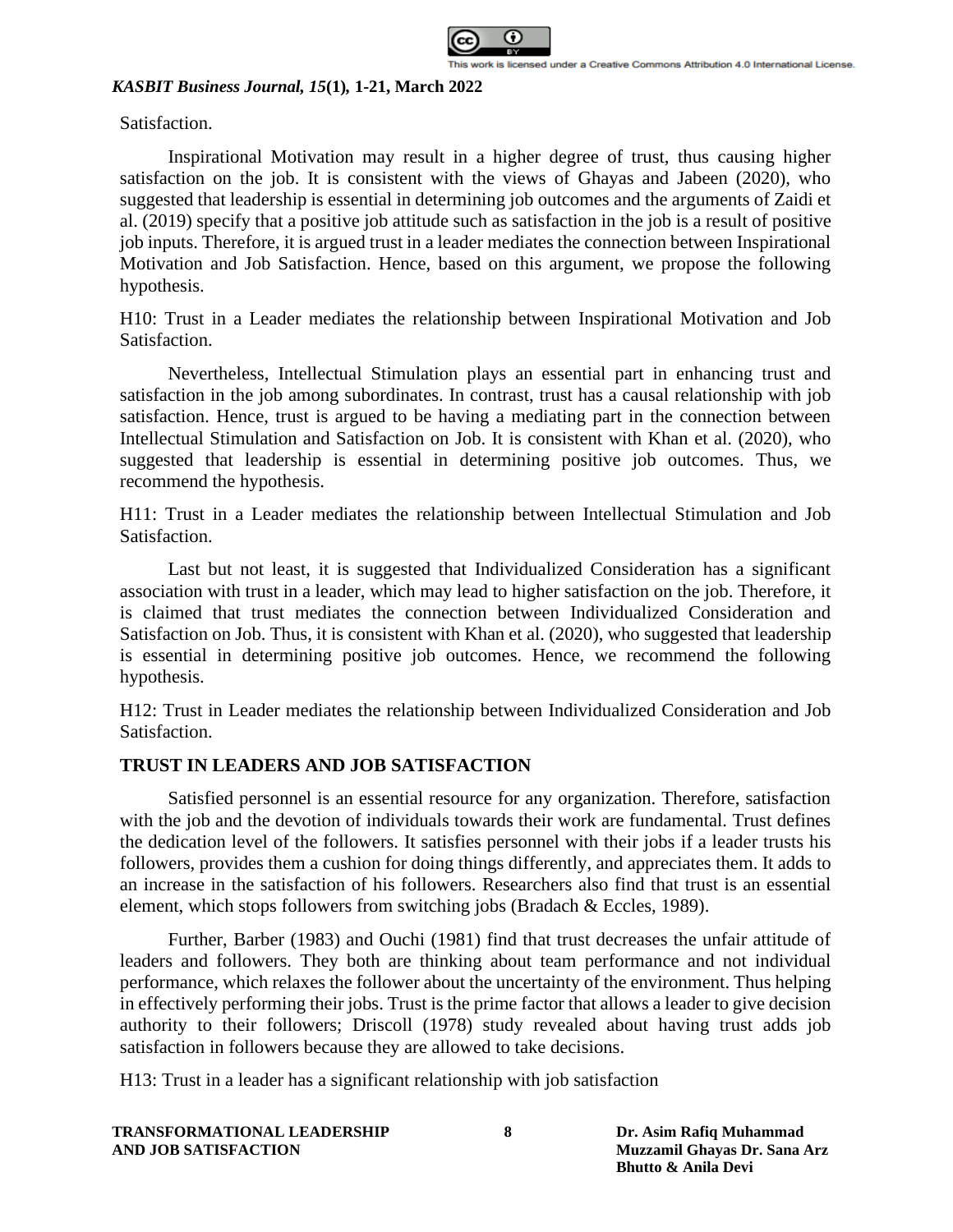Satisfaction.

Inspirational Motivation may result in a higher degree of trust, thus causing higher satisfaction on the job. It is consistent with the views of Ghayas and Jabeen (2020), who suggested that leadership is essential in determining job outcomes and the arguments of Zaidi et al. (2019) specify that a positive job attitude such as satisfaction in the job is a result of positive job inputs. Therefore, it is argued trust in a leader mediates the connection between Inspirational Motivation and Job Satisfaction. Hence, based on this argument, we propose the following hypothesis.

H10: Trust in a Leader mediates the relationship between Inspirational Motivation and Job Satisfaction.

Nevertheless, Intellectual Stimulation plays an essential part in enhancing trust and satisfaction in the job among subordinates. In contrast, trust has a causal relationship with job satisfaction. Hence, trust is argued to be having a mediating part in the connection between Intellectual Stimulation and Satisfaction on Job. It is consistent with Khan et al. (2020), who suggested that leadership is essential in determining positive job outcomes. Thus, we recommend the hypothesis.

H11: Trust in a Leader mediates the relationship between Intellectual Stimulation and Job Satisfaction.

Last but not least, it is suggested that Individualized Consideration has a significant association with trust in a leader, which may lead to higher satisfaction on the job. Therefore, it is claimed that trust mediates the connection between Individualized Consideration and Satisfaction on Job. Thus, it is consistent with Khan et al. (2020), who suggested that leadership is essential in determining positive job outcomes. Hence, we recommend the following hypothesis.

H12: Trust in Leader mediates the relationship between Individualized Consideration and Job Satisfaction.

## TRUST IN LEADERS AND JOB SATISFACTION

Satisfied personnel is an essential resource for any organization. Therefore, satisfaction with the job and the devotion of individuals towards their work are fundamental. Trust defines the dedication level of the followers. It satisfies personnel with their jobs if a leader trusts his followers, provides them a cushion for doing things differently, and appreciates them. It adds to an increase in the satisfaction of his followers. Researchers also find that trust is an essential element, which stops followers from switching jobs (Bradach & Eccles, 1989).

Further, Barber (1983) and Ouchi (1981) find that trust decreases the unfair attitude of leaders and followers. They both are thinking about team performance and not individual performance, which relaxes the follower about the uncertainty of the environment. Thus helping in effectively performing their jobs. Trust is the prime factor that allows a leader to give decision authority to their followers; Driscoll (1978) study revealed about having trust adds job satisfaction in followers because they are allowed to take decisions.

H13: Trust in a leader has a significant relationship with job satisfaction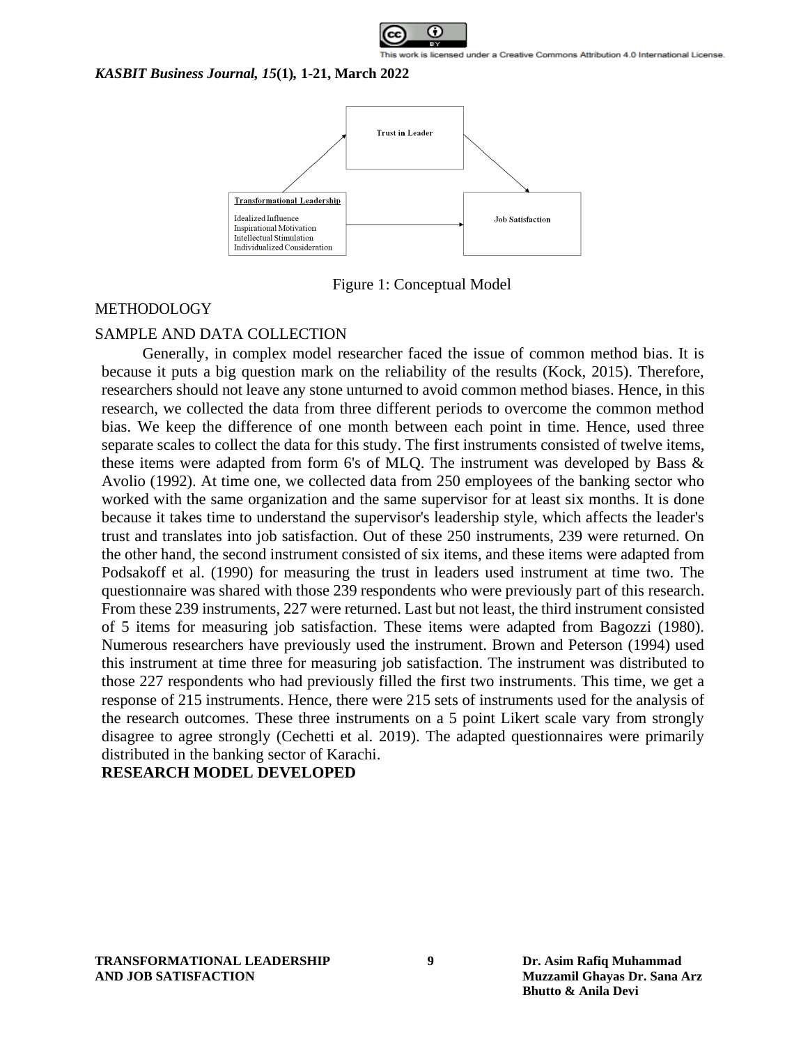Trust in Leader

Transformational Leadership

Idealized Influence
Inspirational Motivation
Intellectual Stimulation
Individualized Consideration

Job Satisfaction

Figure 1: Conceptual Model

## METHODOLOGY

### SAMPLE AND DATA COLLECTION

Generally, in complex model researcher faced the issue of common method bias. It is because it puts a big question mark on the reliability of the results (Kock, 2015). Therefore, researchers should not leave any stone unturned to avoid common method biases. Hence, in this research, we collected the data from three different periods to overcome the common method bias. We keep the difference of one month between each point in time. Hence, used three separate scales to collect the data for this study. The first instruments consisted of twelve items, these items were adapted from form 6's of MLQ. The instrument was developed by Bass & Avolio (1992). At time one, we collected data from 250 employees of the banking sector who worked with the same organization and the same supervisor for at least six months. It is done because it takes time to understand the supervisor's leadership style, which affects the leader's trust and translates into job satisfaction. Out of these 250 instruments, 239 were returned. On the other hand, the second instrument consisted of six items, and these items were adapted from Podsakoff et al. (1990) for measuring the trust in leaders used instrument at time two. The questionnaire was shared with those 239 respondents who were previously part of this research. From these 239 instruments, 227 were returned. Last but not least, the third instrument consisted of 5 items for measuring job satisfaction. These items were adapted from Bagozzi (1980). Numerous researchers have previously used the instrument. Brown and Peterson (1994) used this instrument at time three for measuring job satisfaction. The instrument was distributed to those 227 respondents who had previously filled the first two instruments. This time, we get a response of 215 instruments. Hence, there were 215 sets of instruments used for the analysis of the research outcomes. These three instruments on a 5 point Likert scale vary from strongly disagree to agree strongly (Cechetti et al. 2019). The adapted questionnaires were primarily distributed in the banking sector of Karachi.

## RESEARCH MODEL DEVELOPED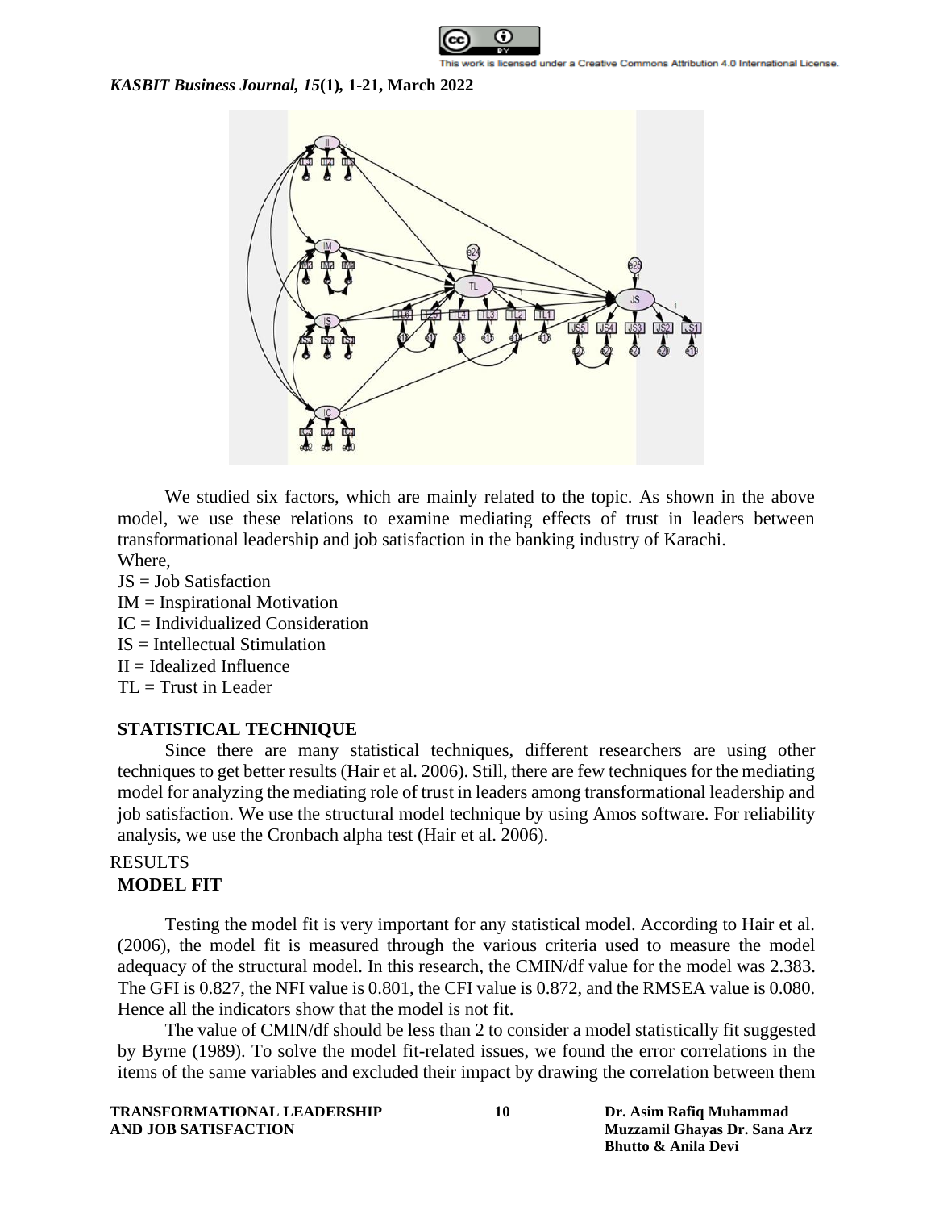We studied six factors, which are mainly related to the topic. As shown in the above model, we use these relations to examine mediating effects of trust in leaders between transformational leadership and job satisfaction in the banking industry of Karachi.

Where,

JS = Job Satisfaction
IM = Inspirational Motivation
IC = Individualized Consideration
IS = Intellectual Stimulation
II = Idealized Influence
TL = Trust in Leader

## STATISTICAL TECHNIQUE

Since there are many statistical techniques, different researchers are using other techniques to get better results (Hair et al. 2006). Still, there are few techniques for the mediating model for analyzing the mediating role of trust in leaders among transformational leadership and job satisfaction. We use the structural model technique by using Amos software. For reliability analysis, we use the Cronbach alpha test (Hair et al. 2006).

## RESULTS

### MODEL FIT

Testing the model fit is very important for any statistical model. According to Hair et al. (2006), the model fit is measured through the various criteria used to measure the model adequacy of the structural model. In this research, the CMIN/df value for the model was 2.383. The GFI is 0.827, the NFI value is 0.801, the CFI value is 0.872, and the RMSEA value is 0.080. Hence all the indicators show that the model is not fit.

The value of CMIN/df should be less than 2 to consider a model statistically fit suggested by Byrne (1989). To solve the model fit-related issues, we found the error correlations in the items of the same variables and excluded their impact by drawing the correlation between them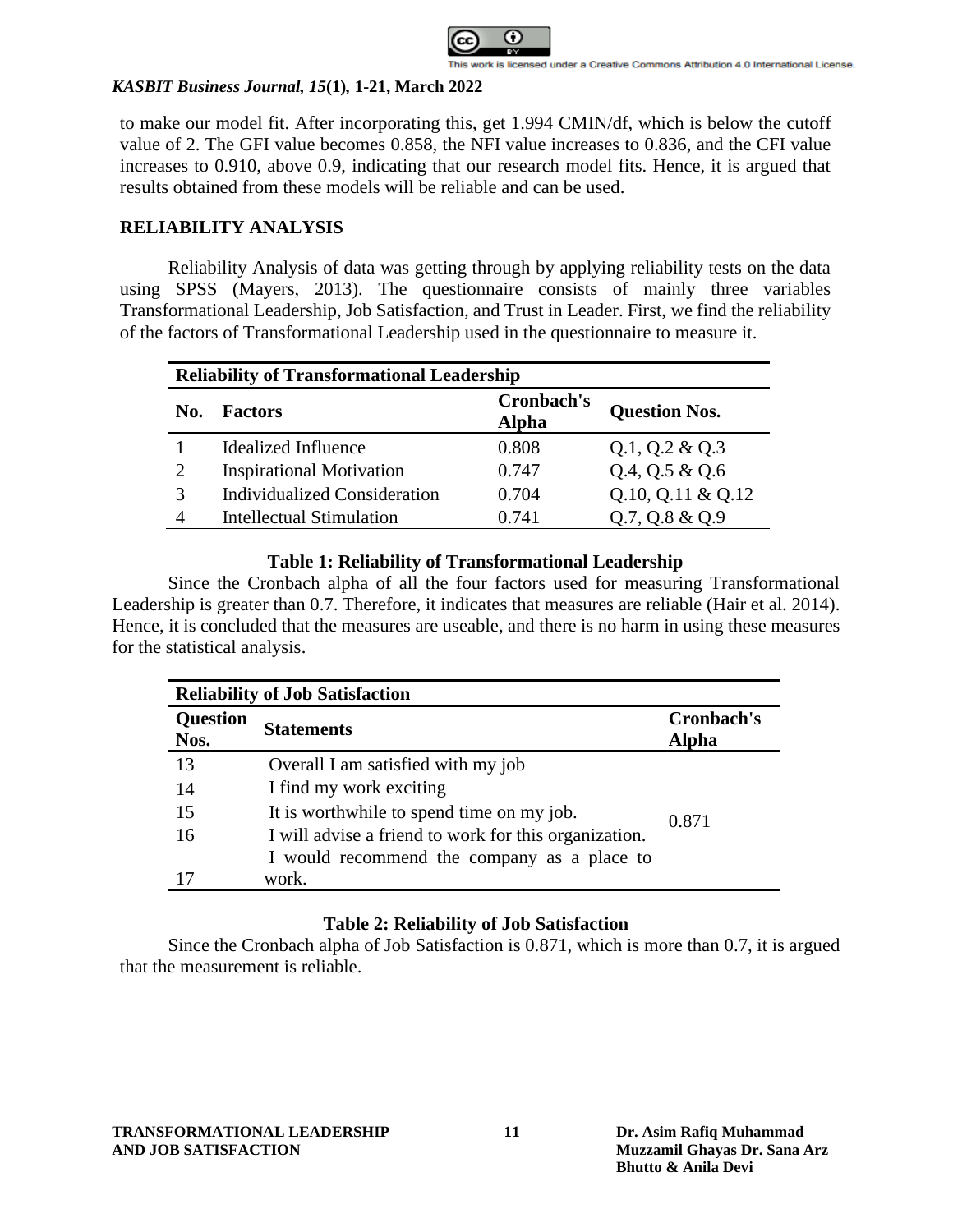to make our model fit. After incorporating this, get 1.994 CMIN/df, which is below the cutoff value of 2. The GFI value becomes 0.858, the NFI value increases to 0.836, and the CFI value increases to 0.910, above 0.9, indicating that our research model fits. Hence, it is argued that results obtained from these models will be reliable and can be used.

## RELIABILITY ANALYSIS

Reliability Analysis of data was getting through by applying reliability tests on the data using SPSS (Mayers, 2013). The questionnaire consists of mainly three variables Transformational Leadership, Job Satisfaction, and Trust in Leader. First, we find the reliability of the factors of Transformational Leadership used in the questionnaire to measure it.

| **Reliability of Transformational Leadership** | | | |
|---|---|---|---|
| **No.** | **Factors** | **Cronbach's Alpha** | **Question Nos.** |
| 1 | Idealized Influence | 0.808 | Q.1, Q.2 & Q.3 |
| 2 | Inspirational Motivation | 0.747 | Q.4, Q.5 & Q.6 |
| 3 | Individualized Consideration | 0.704 | Q.10, Q.11 & Q.12 |
| 4 | Intellectual Stimulation | 0.741 | Q.7, Q.8 & Q.9 |

**Table 1: Reliability of Transformational Leadership**

Since the Cronbach alpha of all the four factors used for measuring Transformational Leadership is greater than 0.7. Therefore, it indicates that measures are reliable (Hair et al. 2014). Hence, it is concluded that the measures are useable, and there is no harm in using these measures for the statistical analysis.

| **Reliability of Job Satisfaction** | | |
|---|---|---|
| **Question Nos.** | **Statements** | **Cronbach's Alpha** |
| 13 | Overall I am satisfied with my job | 0.871 |
| 14 | I find my work exciting | |
| 15 | It is worthwhile to spend time on my job. | |
| 16 | I will advise a friend to work for this organization. | |
| 17 | I would recommend the company as a place to work. | |

**Table 2: Reliability of Job Satisfaction**

Since the Cronbach alpha of Job Satisfaction is 0.871, which is more than 0.7, it is argued that the measurement is reliable.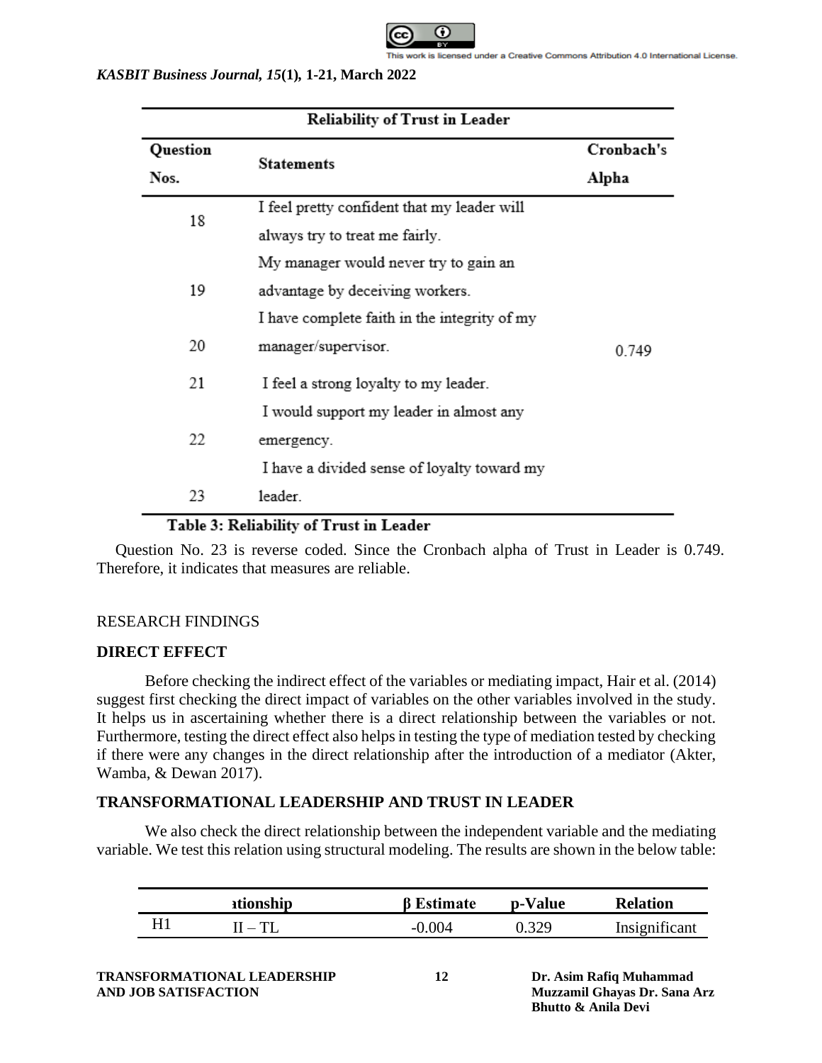| Reliability of Trust in Leader | | |
|---|---|---|
| **Question Nos.** | **Statements** | **Cronbach's Alpha** |
| 18 | I feel pretty confident that my leader will always try to treat me fairly. | |
| 19 | My manager would never try to gain an advantage by deceiving workers. | |
| 20 | I have complete faith in the integrity of my manager/supervisor. | 0.749 |
| 21 | I feel a strong loyalty to my leader. | |
| 22 | I would support my leader in almost any emergency. | |
| 23 | I have a divided sense of loyalty toward my leader. | |

**Table 3: Reliability of Trust in Leader**

Question No. 23 is reverse coded. Since the Cronbach alpha of Trust in Leader is 0.749. Therefore, it indicates that measures are reliable.

## RESEARCH FINDINGS

### DIRECT EFFECT

Before checking the indirect effect of the variables or mediating impact, Hair et al. (2014) suggest first checking the direct impact of variables on the other variables involved in the study. It helps us in ascertaining whether there is a direct relationship between the variables or not. Furthermore, testing the direct effect also helps in testing the type of mediation tested by checking if there were any changes in the direct relationship after the introduction of a mediator (Akter, Wamba, & Dewan 2017).

### TRANSFORMATIONAL LEADERSHIP AND TRUST IN LEADER

We also check the direct relationship between the independent variable and the mediating variable. We test this relation using structural modeling. The results are shown in the below table:

| | ationship | β Estimate | p-Value | Relation |
|---|---|---|---|---|
| H1 | II – TL | -0.004 | 0.329 | Insignificant |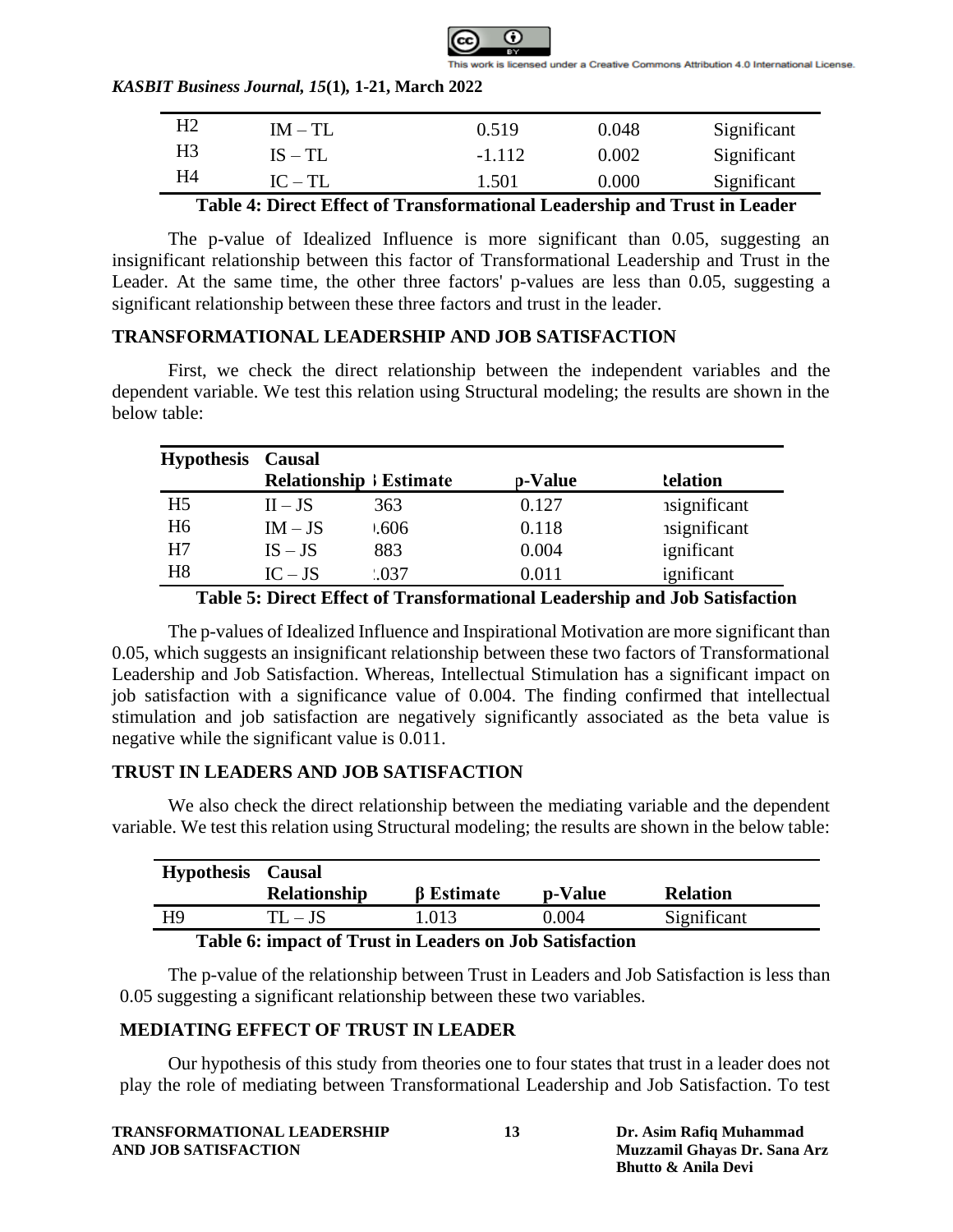| H2 | IM – TL | 0.519 | 0.048 | Significant |
|---|---|---|---|---|
| H3 | IS – TL | -1.112 | 0.002 | Significant |
| H4 | IC – TL | 1.501 | 0.000 | Significant |

**Table 4: Direct Effect of Transformational Leadership and Trust in Leader**

The p-value of Idealized Influence is more significant than 0.05, suggesting an insignificant relationship between this factor of Transformational Leadership and Trust in the Leader. At the same time, the other three factors' p-values are less than 0.05, suggesting a significant relationship between these three factors and trust in the leader.

## TRANSFORMATIONAL LEADERSHIP AND JOB SATISFACTION

First, we check the direct relationship between the independent variables and the dependent variable. We test this relation using Structural modeling; the results are shown in the below table:

| Hypothesis | Causal Relationship | ꞵ Estimate | p-Value | Relation |
|---|---|---|---|---|
| H5 | II – JS | 363 | 0.127 | ısignificant |
| H6 | IM – JS | ).606 | 0.118 | ısignificant |
| H7 | IS – JS | 883 | 0.004 | ignificant |
| H8 | IC – JS | 2.037 | 0.011 | ignificant |

**Table 5: Direct Effect of Transformational Leadership and Job Satisfaction**

The p-values of Idealized Influence and Inspirational Motivation are more significant than 0.05, which suggests an insignificant relationship between these two factors of Transformational Leadership and Job Satisfaction. Whereas, Intellectual Stimulation has a significant impact on job satisfaction with a significance value of 0.004. The finding confirmed that intellectual stimulation and job satisfaction are negatively significantly associated as the beta value is negative while the significant value is 0.011.

## TRUST IN LEADERS AND JOB SATISFACTION

We also check the direct relationship between the mediating variable and the dependent variable. We test this relation using Structural modeling; the results are shown in the below table:

| Hypothesis | Causal Relationship | β Estimate | p-Value | Relation |
|---|---|---|---|---|
| H9 | TL – JS | 1.013 | 0.004 | Significant |

**Table 6: impact of Trust in Leaders on Job Satisfaction**

The p-value of the relationship between Trust in Leaders and Job Satisfaction is less than 0.05 suggesting a significant relationship between these two variables.

## MEDIATING EFFECT OF TRUST IN LEADER

Our hypothesis of this study from theories one to four states that trust in a leader does not play the role of mediating between Transformational Leadership and Job Satisfaction. To test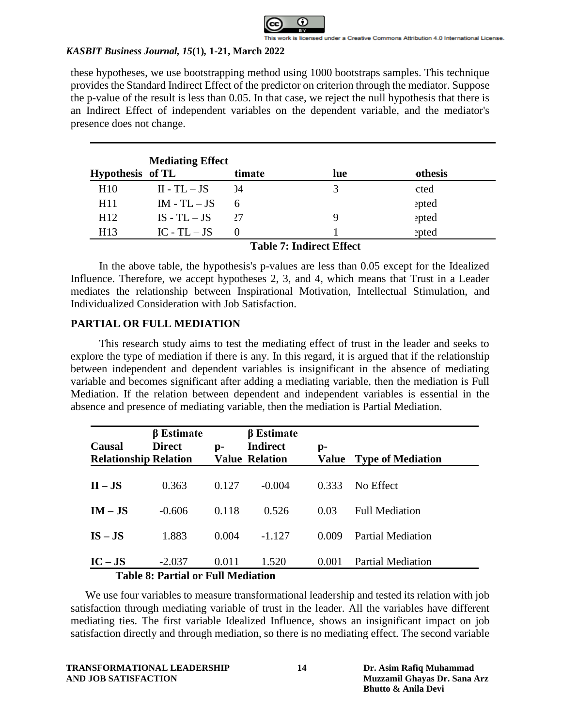these hypotheses, we use bootstrapping method using 1000 bootstraps samples. This technique provides the Standard Indirect Effect of the predictor on criterion through the mediator. Suppose the p-value of the result is less than 0.05. In that case, we reject the null hypothesis that there is an Indirect Effect of independent variables on the dependent variable, and the mediator's presence does not change.

| Hypothesis | Mediating Effect of TL | timate | lue | othesis |
|---|---|---|---|---|
| H10 | II - TL – JS | )4 | 3 | cted |
| H11 | IM - TL – JS | 6 | | ɜpted |
| H12 | IS - TL – JS | 27 | 9 | ɜpted |
| H13 | IC - TL – JS | 0 | 1 | ɜpted |

**Table 7: Indirect Effect**

In the above table, the hypothesis's p-values are less than 0.05 except for the Idealized Influence. Therefore, we accept hypotheses 2, 3, and 4, which means that Trust in a Leader mediates the relationship between Inspirational Motivation, Intellectual Stimulation, and Individualized Consideration with Job Satisfaction.

## PARTIAL OR FULL MEDIATION

This research study aims to test the mediating effect of trust in the leader and seeks to explore the type of mediation if there is any. In this regard, it is argued that if the relationship between independent and dependent variables is insignificant in the absence of mediating variable and becomes significant after adding a mediating variable, then the mediation is Full Mediation. If the relation between dependent and independent variables is essential in the absence and presence of mediating variable, then the mediation is Partial Mediation.

| Causal Relationship | β Estimate Direct Relation | p-Value | β Estimate Indirect Relation | p-Value | Type of Mediation |
|---|---|---|---|---|---|
| **II – JS** | 0.363 | 0.127 | -0.004 | 0.333 | No Effect |
| **IM – JS** | -0.606 | 0.118 | 0.526 | 0.03 | Full Mediation |
| **IS – JS** | 1.883 | 0.004 | -1.127 | 0.009 | Partial Mediation |
| **IC – JS** | -2.037 | 0.011 | 1.520 | 0.001 | Partial Mediation |

**Table 8: Partial or Full Mediation**

We use four variables to measure transformational leadership and tested its relation with job satisfaction through mediating variable of trust in the leader. All the variables have different mediating ties. The first variable Idealized Influence, shows an insignificant impact on job satisfaction directly and through mediation, so there is no mediating effect. The second variable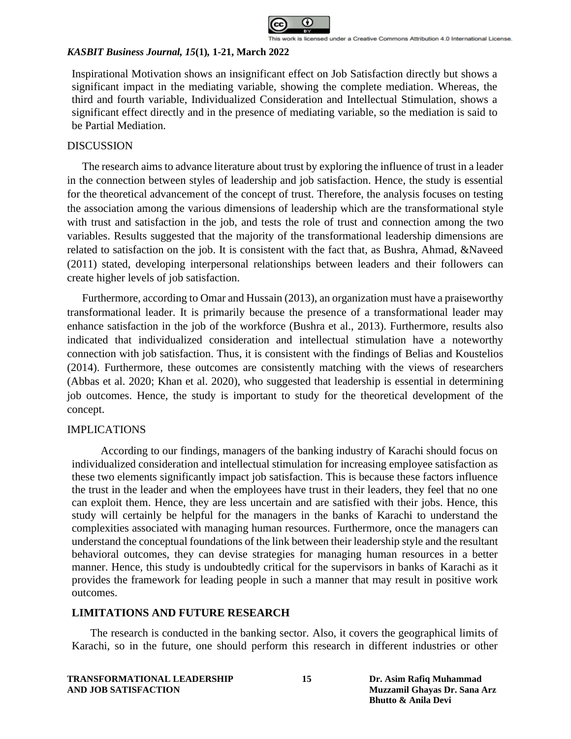Inspirational Motivation shows an insignificant effect on Job Satisfaction directly but shows a significant impact in the mediating variable, showing the complete mediation. Whereas, the third and fourth variable, Individualized Consideration and Intellectual Stimulation, shows a significant effect directly and in the presence of mediating variable, so the mediation is said to be Partial Mediation.

## DISCUSSION

The research aims to advance literature about trust by exploring the influence of trust in a leader in the connection between styles of leadership and job satisfaction. Hence, the study is essential for the theoretical advancement of the concept of trust. Therefore, the analysis focuses on testing the association among the various dimensions of leadership which are the transformational style with trust and satisfaction in the job, and tests the role of trust and connection among the two variables. Results suggested that the majority of the transformational leadership dimensions are related to satisfaction on the job. It is consistent with the fact that, as Bushra, Ahmad, &Naveed (2011) stated, developing interpersonal relationships between leaders and their followers can create higher levels of job satisfaction.

Furthermore, according to Omar and Hussain (2013), an organization must have a praiseworthy transformational leader. It is primarily because the presence of a transformational leader may enhance satisfaction in the job of the workforce (Bushra et al., 2013). Furthermore, results also indicated that individualized consideration and intellectual stimulation have a noteworthy connection with job satisfaction. Thus, it is consistent with the findings of Belias and Koustelios (2014). Furthermore, these outcomes are consistently matching with the views of researchers (Abbas et al. 2020; Khan et al. 2020), who suggested that leadership is essential in determining job outcomes. Hence, the study is important to study for the theoretical development of the concept.

## IMPLICATIONS

According to our findings, managers of the banking industry of Karachi should focus on individualized consideration and intellectual stimulation for increasing employee satisfaction as these two elements significantly impact job satisfaction. This is because these factors influence the trust in the leader and when the employees have trust in their leaders, they feel that no one can exploit them. Hence, they are less uncertain and are satisfied with their jobs. Hence, this study will certainly be helpful for the managers in the banks of Karachi to understand the complexities associated with managing human resources. Furthermore, once the managers can understand the conceptual foundations of the link between their leadership style and the resultant behavioral outcomes, they can devise strategies for managing human resources in a better manner. Hence, this study is undoubtedly critical for the supervisors in banks of Karachi as it provides the framework for leading people in such a manner that may result in positive work outcomes.

## LIMITATIONS AND FUTURE RESEARCH

The research is conducted in the banking sector. Also, it covers the geographical limits of Karachi, so in the future, one should perform this research in different industries or other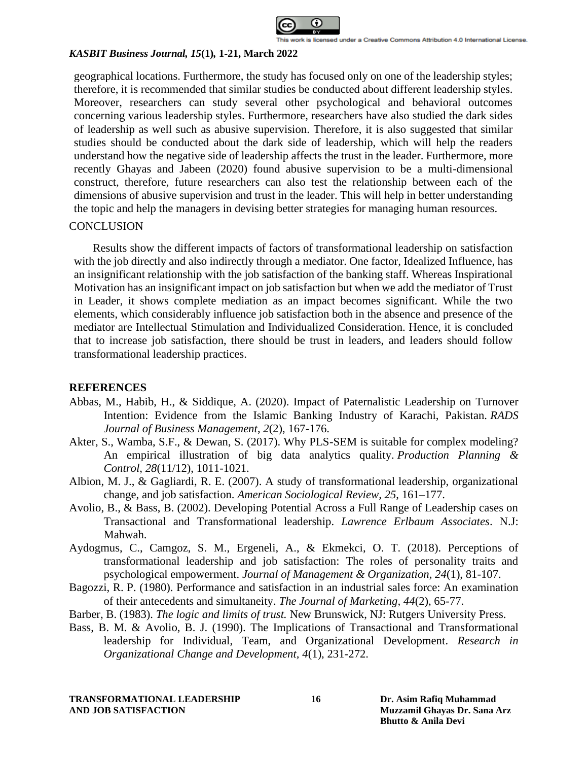geographical locations. Furthermore, the study has focused only on one of the leadership styles; therefore, it is recommended that similar studies be conducted about different leadership styles. Moreover, researchers can study several other psychological and behavioral outcomes concerning various leadership styles. Furthermore, researchers have also studied the dark sides of leadership as well such as abusive supervision. Therefore, it is also suggested that similar studies should be conducted about the dark side of leadership, which will help the readers understand how the negative side of leadership affects the trust in the leader. Furthermore, more recently Ghayas and Jabeen (2020) found abusive supervision to be a multi-dimensional construct, therefore, future researchers can also test the relationship between each of the dimensions of abusive supervision and trust in the leader. This will help in better understanding the topic and help the managers in devising better strategies for managing human resources.

## CONCLUSION

Results show the different impacts of factors of transformational leadership on satisfaction with the job directly and also indirectly through a mediator. One factor, Idealized Influence, has an insignificant relationship with the job satisfaction of the banking staff. Whereas Inspirational Motivation has an insignificant impact on job satisfaction but when we add the mediator of Trust in Leader, it shows complete mediation as an impact becomes significant. While the two elements, which considerably influence job satisfaction both in the absence and presence of the mediator are Intellectual Stimulation and Individualized Consideration. Hence, it is concluded that to increase job satisfaction, there should be trust in leaders, and leaders should follow transformational leadership practices.

## REFERENCES

Abbas, M., Habib, H., & Siddique, A. (2020). Impact of Paternalistic Leadership on Turnover Intention: Evidence from the Islamic Banking Industry of Karachi, Pakistan. *RADS Journal of Business Management*, *2*(2), 167-176.

Akter, S., Wamba, S.F., & Dewan, S. (2017). Why PLS-SEM is suitable for complex modeling? An empirical illustration of big data analytics quality. *Production Planning & Control*, *28*(11/12), 1011-1021.

Albion, M. J., & Gagliardi, R. E. (2007). A study of transformational leadership, organizational change, and job satisfaction. *American Sociological Review, 25*, 161–177.

Avolio, B., & Bass, B. (2002). Developing Potential Across a Full Range of Leadership cases on Transactional and Transformational leadership. *Lawrence Erlbaum Associates*. N.J: Mahwah.

Aydogmus, C., Camgoz, S. M., Ergeneli, A., & Ekmekci, O. T. (2018). Perceptions of transformational leadership and job satisfaction: The roles of personality traits and psychological empowerment. *Journal of Management & Organization, 24*(1), 81-107.

Bagozzi, R. P. (1980). Performance and satisfaction in an industrial sales force: An examination of their antecedents and simultaneity. *The Journal of Marketing*, *44*(2), 65-77.

Barber, B. (1983). *The logic and limits of trust.* New Brunswick, NJ: Rutgers University Press.

Bass, B. M. & Avolio, B. J. (1990). The Implications of Transactional and Transformational leadership for Individual, Team, and Organizational Development. *Research in Organizational Change and Development, 4*(1), 231-272.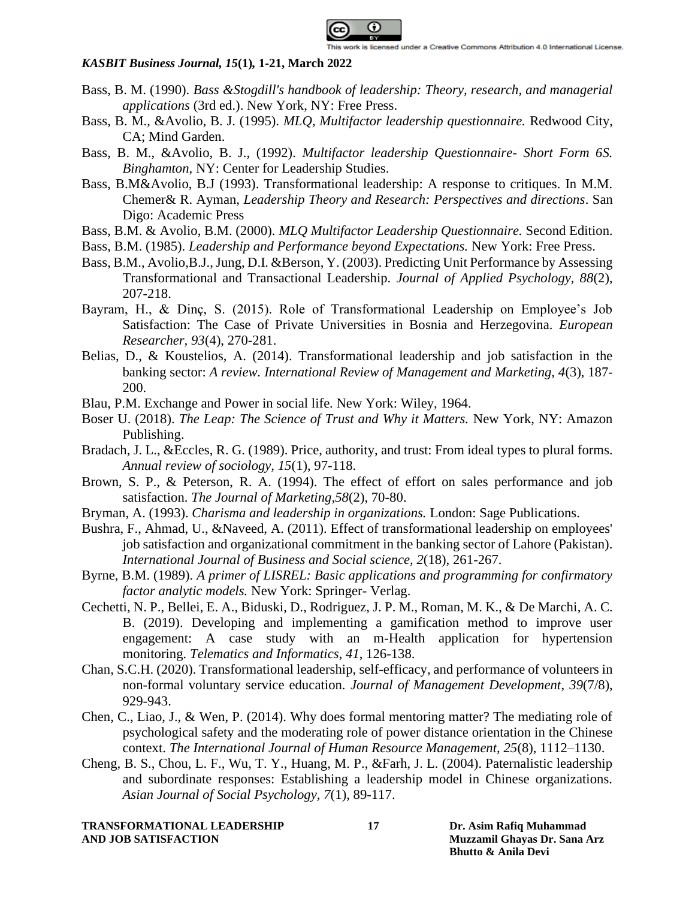Bass, B. M. (1990). *Bass &Stogdill's handbook of leadership: Theory, research, and managerial applications* (3rd ed.). New York, NY: Free Press.

Bass, B. M., &Avolio, B. J. (1995). *MLQ, Multifactor leadership questionnaire.* Redwood City, CA; Mind Garden.

Bass, B. M., &Avolio, B. J., (1992). *Multifactor leadership Questionnaire- Short Form 6S. Binghamton*, NY: Center for Leadership Studies.

Bass, B.M&Avolio, B.J (1993). Transformational leadership: A response to critiques. In M.M. Chemer& R. Ayman, *Leadership Theory and Research: Perspectives and directions*. San Digo: Academic Press

Bass, B.M. & Avolio, B.M. (2000). *MLQ Multifactor Leadership Questionnaire.* Second Edition.

Bass, B.M. (1985). *Leadership and Performance beyond Expectations.* New York: Free Press.

Bass, B.M., Avolio,B.J., Jung, D.I. &Berson, Y. (2003). Predicting Unit Performance by Assessing Transformational and Transactional Leadership. *Journal of Applied Psychology, 88*(2), 207-218.

Bayram, H., & Dinç, S. (2015). Role of Transformational Leadership on Employee's Job Satisfaction: The Case of Private Universities in Bosnia and Herzegovina. *European Researcher, 93*(4), 270-281.

Belias, D., & Koustelios, A. (2014). Transformational leadership and job satisfaction in the banking sector: *A review. International Review of Management and Marketing, 4*(3), 187-200.

Blau, P.M. Exchange and Power in social life. New York: Wiley, 1964.

Boser U. (2018). *The Leap: The Science of Trust and Why it Matters.* New York, NY: Amazon Publishing.

Bradach, J. L., &Eccles, R. G. (1989). Price, authority, and trust: From ideal types to plural forms. *Annual review of sociology, 15*(1), 97-118.

Brown, S. P., & Peterson, R. A. (1994). The effect of effort on sales performance and job satisfaction. *The Journal of Marketing,58*(2), 70-80.

Bryman, A. (1993). *Charisma and leadership in organizations.* London: Sage Publications.

Bushra, F., Ahmad, U., &Naveed, A. (2011). Effect of transformational leadership on employees' job satisfaction and organizational commitment in the banking sector of Lahore (Pakistan). *International Journal of Business and Social science, 2*(18), 261-267.

Byrne, B.M. (1989). *A primer of LISREL: Basic applications and programming for confirmatory factor analytic models.* New York: Springer- Verlag.

Cechetti, N. P., Bellei, E. A., Biduski, D., Rodriguez, J. P. M., Roman, M. K., & De Marchi, A. C. B. (2019). Developing and implementing a gamification method to improve user engagement: A case study with an m-Health application for hypertension monitoring. *Telematics and Informatics, 41*, 126-138.

Chan, S.C.H. (2020). Transformational leadership, self-efficacy, and performance of volunteers in non-formal voluntary service education. *Journal of Management Development, 39*(7/8), 929-943.

Chen, C., Liao, J., & Wen, P. (2014). Why does formal mentoring matter? The mediating role of psychological safety and the moderating role of power distance orientation in the Chinese context. *The International Journal of Human Resource Management, 25*(8), 1112–1130.

Cheng, B. S., Chou, L. F., Wu, T. Y., Huang, M. P., &Farh, J. L. (2004). Paternalistic leadership and subordinate responses: Establishing a leadership model in Chinese organizations. *Asian Journal of Social Psychology, 7*(1), 89-117.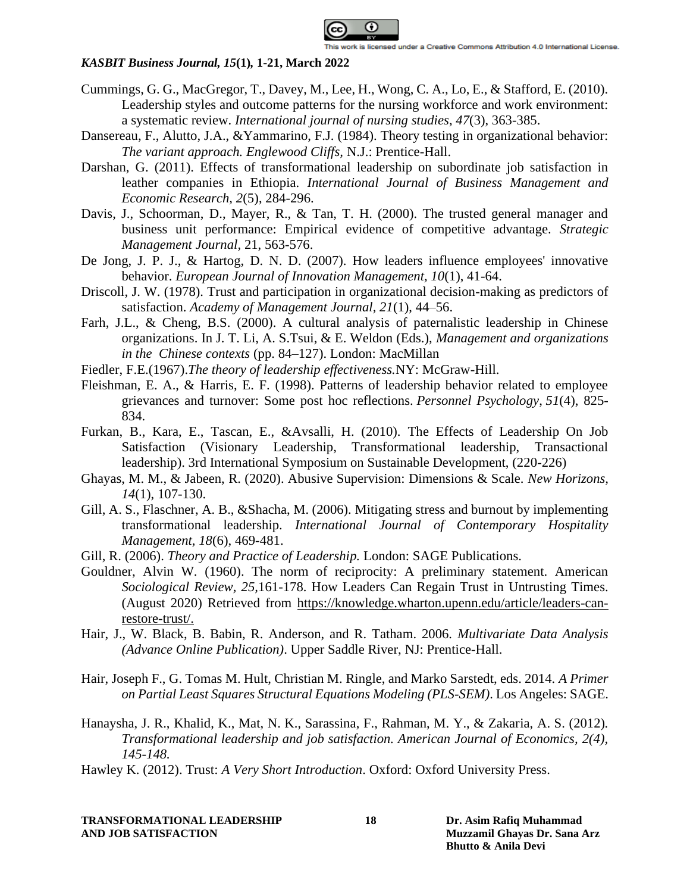Cummings, G. G., MacGregor, T., Davey, M., Lee, H., Wong, C. A., Lo, E., & Stafford, E. (2010). Leadership styles and outcome patterns for the nursing workforce and work environment: a systematic review. *International journal of nursing studies*, *47*(3), 363-385.

Dansereau, F., Alutto, J.A., &Yammarino, F.J. (1984). Theory testing in organizational behavior: *The variant approach. Englewood Cliffs,* N.J.: Prentice-Hall.

Darshan, G. (2011). Effects of transformational leadership on subordinate job satisfaction in leather companies in Ethiopia. *International Journal of Business Management and Economic Research, 2*(5), 284-296.

Davis, J., Schoorman, D., Mayer, R., & Tan, T. H. (2000). The trusted general manager and business unit performance: Empirical evidence of competitive advantage. *Strategic Management Journal*, 21, 563-576.

De Jong, J. P. J., & Hartog, D. N. D. (2007). How leaders influence employees' innovative behavior. *European Journal of Innovation Management, 10*(1), 41-64.

Driscoll, J. W. (1978). Trust and participation in organizational decision-making as predictors of satisfaction. *Academy of Management Journal, 21*(1), 44–56.

Farh, J.L., & Cheng, B.S. (2000). A cultural analysis of paternalistic leadership in Chinese organizations. In J. T. Li, A. S.Tsui, & E. Weldon (Eds.), *Management and organizations in the Chinese contexts* (pp. 84–127). London: MacMillan

Fiedler, F.E.(1967).*The theory of leadership effectiveness.*NY: McGraw-Hill.

Fleishman, E. A., & Harris, E. F. (1998). Patterns of leadership behavior related to employee grievances and turnover: Some post hoc reflections. *Personnel Psychology*, *51*(4), 825-834.

Furkan, B., Kara, E., Tascan, E., &Avsalli, H. (2010). The Effects of Leadership On Job Satisfaction (Visionary Leadership, Transformational leadership, Transactional leadership). 3rd International Symposium on Sustainable Development, (220-226)

Ghayas, M. M., & Jabeen, R. (2020). Abusive Supervision: Dimensions & Scale. *New Horizons, 14*(1), 107-130.

Gill, A. S., Flaschner, A. B., &Shacha, M. (2006). Mitigating stress and burnout by implementing transformational leadership. *International Journal of Contemporary Hospitality Management, 18*(6), 469-481.

Gill, R. (2006). *Theory and Practice of Leadership.* London: SAGE Publications.

Gouldner, Alvin W. (1960). The norm of reciprocity: A preliminary statement. American *Sociological Review, 25,*161-178. How Leaders Can Regain Trust in Untrusting Times. (August 2020) Retrieved from https://knowledge.wharton.upenn.edu/article/leaders-can-restore-trust/.

Hair, J., W. Black, B. Babin, R. Anderson, and R. Tatham. 2006. *Multivariate Data Analysis (Advance Online Publication)*. Upper Saddle River, NJ: Prentice-Hall.

Hair, Joseph F., G. Tomas M. Hult, Christian M. Ringle, and Marko Sarstedt, eds. 2014. *A Primer on Partial Least Squares Structural Equations Modeling (PLS-SEM)*. Los Angeles: SAGE.

Hanaysha, J. R., Khalid, K., Mat, N. K., Sarassina, F., Rahman, M. Y., & Zakaria, A. S. (2012). *Transformational leadership and job satisfaction. American Journal of Economics, 2(4), 145-148.*

Hawley K. (2012). Trust: *A Very Short Introduction*. Oxford: Oxford University Press.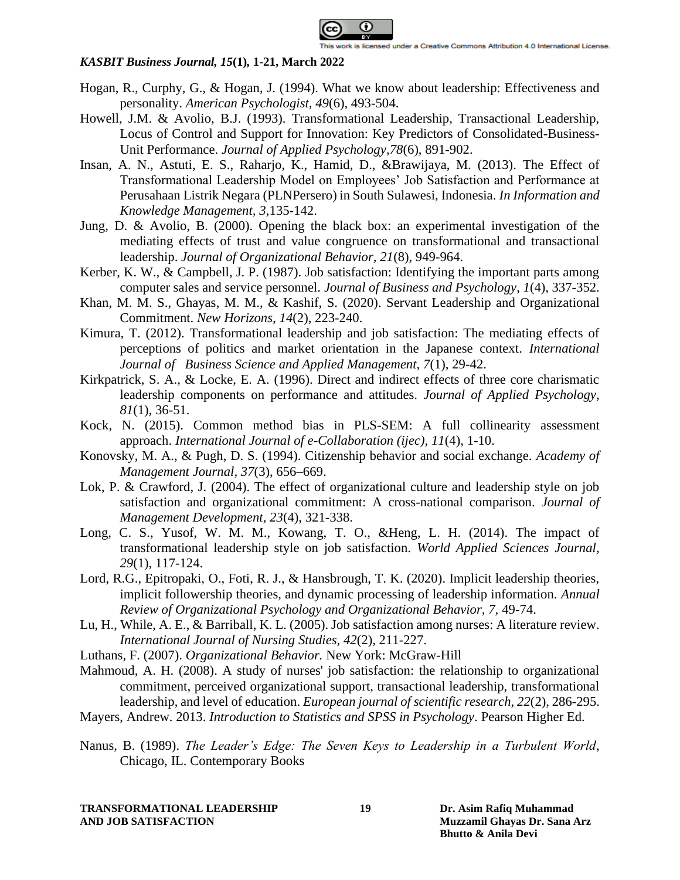Hogan, R., Curphy, G., & Hogan, J. (1994). What we know about leadership: Effectiveness and personality. *American Psychologist, 49*(6), 493-504.

Howell, J.M. & Avolio, B.J. (1993). Transformational Leadership, Transactional Leadership, Locus of Control and Support for Innovation: Key Predictors of Consolidated-Business-Unit Performance. *Journal of Applied Psychology,78*(6), 891-902.

Insan, A. N., Astuti, E. S., Raharjo, K., Hamid, D., &Brawijaya, M. (2013). The Effect of Transformational Leadership Model on Employees' Job Satisfaction and Performance at Perusahaan Listrik Negara (PLNPersero) in South Sulawesi, Indonesia. *In Information and Knowledge Management, 3*,135-142.

Jung, D. & Avolio, B. (2000). Opening the black box: an experimental investigation of the mediating effects of trust and value congruence on transformational and transactional leadership. *Journal of Organizational Behavior, 21*(8), 949-964.

Kerber, K. W., & Campbell, J. P. (1987). Job satisfaction: Identifying the important parts among computer sales and service personnel. *Journal of Business and Psychology, 1*(4), 337-352.

Khan, M. M. S., Ghayas, M. M., & Kashif, S. (2020). Servant Leadership and Organizational Commitment. *New Horizons, 14*(2), 223-240.

Kimura, T. (2012). Transformational leadership and job satisfaction: The mediating effects of perceptions of politics and market orientation in the Japanese context. *International Journal of Business Science and Applied Management, 7*(1), 29-42.

Kirkpatrick, S. A., & Locke, E. A. (1996). Direct and indirect effects of three core charismatic leadership components on performance and attitudes. *Journal of Applied Psychology, 81*(1), 36-51.

Kock, N. (2015). Common method bias in PLS-SEM: A full collinearity assessment approach. *International Journal of e-Collaboration (ijec), 11*(4), 1-10.

Konovsky, M. A., & Pugh, D. S. (1994). Citizenship behavior and social exchange. *Academy of Management Journal, 37*(3), 656–669.

Lok, P. & Crawford, J. (2004). The effect of organizational culture and leadership style on job satisfaction and organizational commitment: A cross-national comparison. *Journal of Management Development, 23*(4), 321-338.

Long, C. S., Yusof, W. M. M., Kowang, T. O., &Heng, L. H. (2014). The impact of transformational leadership style on job satisfaction. *World Applied Sciences Journal, 29*(1), 117-124.

Lord, R.G., Epitropaki, O., Foti, R. J., & Hansbrough, T. K. (2020). Implicit leadership theories, implicit followership theories, and dynamic processing of leadership information. *Annual Review of Organizational Psychology and Organizational Behavior, 7*, 49-74.

Lu, H., While, A. E., & Barriball, K. L. (2005). Job satisfaction among nurses: A literature review. *International Journal of Nursing Studies, 42*(2), 211-227.

Luthans, F. (2007). *Organizational Behavior.* New York: McGraw-Hill

Mahmoud, A. H. (2008). A study of nurses' job satisfaction: the relationship to organizational commitment, perceived organizational support, transactional leadership, transformational leadership, and level of education. *European journal of scientific research, 22*(2), 286-295.

Mayers, Andrew. 2013. *Introduction to Statistics and SPSS in Psychology*. Pearson Higher Ed.

Nanus, B. (1989). *The Leader's Edge: The Seven Keys to Leadership in a Turbulent World*, Chicago, IL. Contemporary Books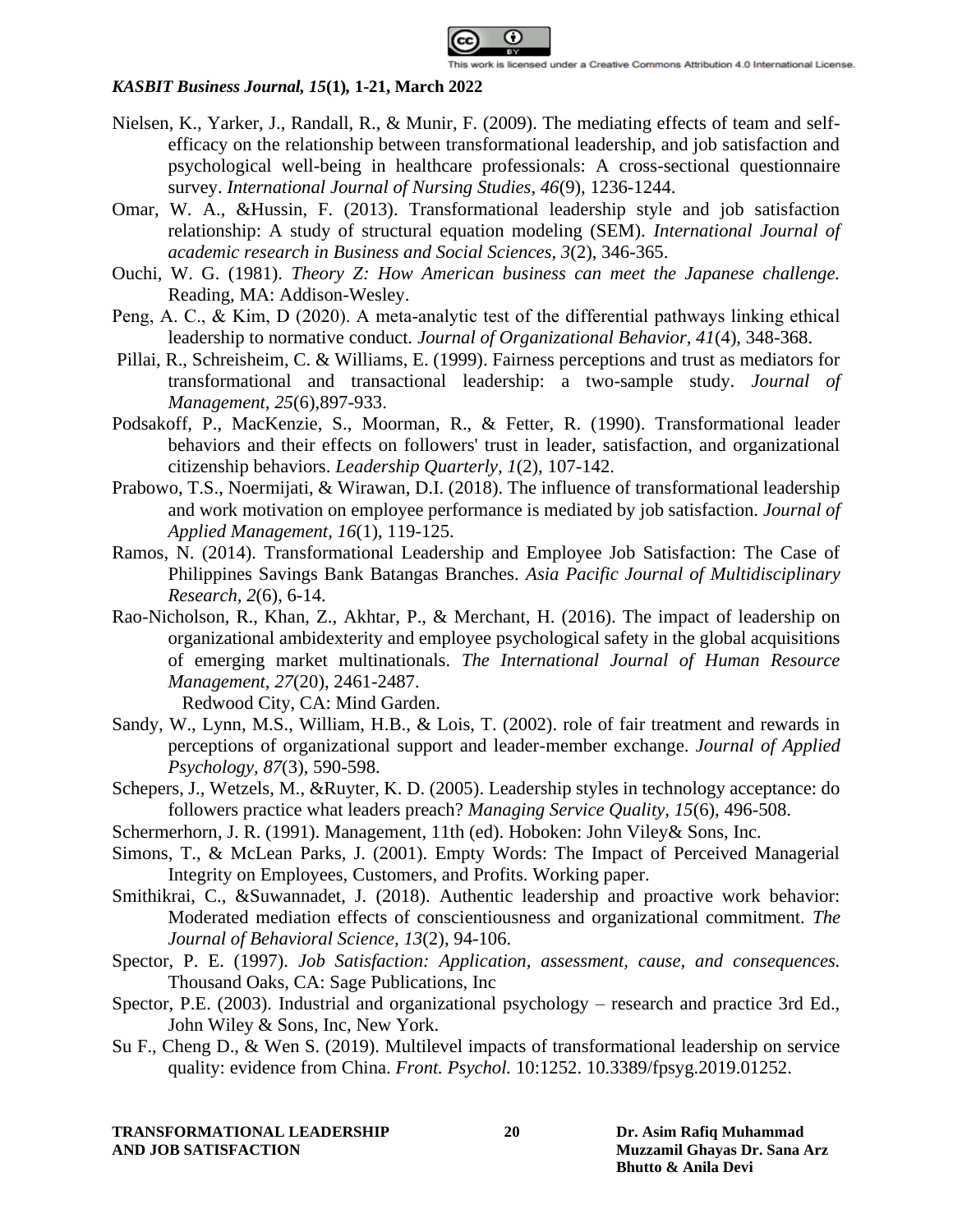Nielsen, K., Yarker, J., Randall, R., & Munir, F. (2009). The mediating effects of team and self-efficacy on the relationship between transformational leadership, and job satisfaction and psychological well-being in healthcare professionals: A cross-sectional questionnaire survey. *International Journal of Nursing Studies, 46*(9), 1236-1244.

Omar, W. A., &Hussin, F. (2013). Transformational leadership style and job satisfaction relationship: A study of structural equation modeling (SEM). *International Journal of academic research in Business and Social Sciences, 3*(2), 346-365.

Ouchi, W. G. (1981). *Theory Z: How American business can meet the Japanese challenge.* Reading, MA: Addison-Wesley.

Peng, A. C., & Kim, D (2020). A meta-analytic test of the differential pathways linking ethical leadership to normative conduct. *Journal of Organizational Behavior, 41*(4), 348-368.

Pillai, R., Schreisheim, C. & Williams, E. (1999). Fairness perceptions and trust as mediators for transformational and transactional leadership: a two-sample study. *Journal of Management, 25*(6),897-933.

Podsakoff, P., MacKenzie, S., Moorman, R., & Fetter, R. (1990). Transformational leader behaviors and their effects on followers' trust in leader, satisfaction, and organizational citizenship behaviors. *Leadership Quarterly, 1*(2), 107-142.

Prabowo, T.S., Noermijati, & Wirawan, D.I. (2018). The influence of transformational leadership and work motivation on employee performance is mediated by job satisfaction. *Journal of Applied Management, 16*(1), 119-125.

Ramos, N. (2014). Transformational Leadership and Employee Job Satisfaction: The Case of Philippines Savings Bank Batangas Branches. *Asia Pacific Journal of Multidisciplinary Research, 2*(6), 6-14.

Rao-Nicholson, R., Khan, Z., Akhtar, P., & Merchant, H. (2016). The impact of leadership on organizational ambidexterity and employee psychological safety in the global acquisitions of emerging market multinationals. *The International Journal of Human Resource Management, 27*(20), 2461-2487.

Redwood City, CA: Mind Garden.

Sandy, W., Lynn, M.S., William, H.B., & Lois, T. (2002). role of fair treatment and rewards in perceptions of organizational support and leader-member exchange. *Journal of Applied Psychology, 87*(3), 590-598.

Schepers, J., Wetzels, M., &Ruyter, K. D. (2005). Leadership styles in technology acceptance: do followers practice what leaders preach? *Managing Service Quality, 15*(6), 496-508.

Schermerhorn, J. R. (1991). Management, 11th (ed). Hoboken: John Viley& Sons, Inc.

Simons, T., & McLean Parks, J. (2001). Empty Words: The Impact of Perceived Managerial Integrity on Employees, Customers, and Profits. Working paper.

Smithikrai, C., &Suwannadet, J. (2018). Authentic leadership and proactive work behavior: Moderated mediation effects of conscientiousness and organizational commitment. *The Journal of Behavioral Science, 13*(2), 94-106.

Spector, P. E. (1997). *Job Satisfaction: Application, assessment, cause, and consequences.* Thousand Oaks, CA: Sage Publications, Inc

Spector, P.E. (2003). Industrial and organizational psychology – research and practice 3rd Ed., John Wiley & Sons, Inc, New York.

Su F., Cheng D., & Wen S. (2019). Multilevel impacts of transformational leadership on service quality: evidence from China. *Front. Psychol.* 10:1252. 10.3389/fpsyg.2019.01252.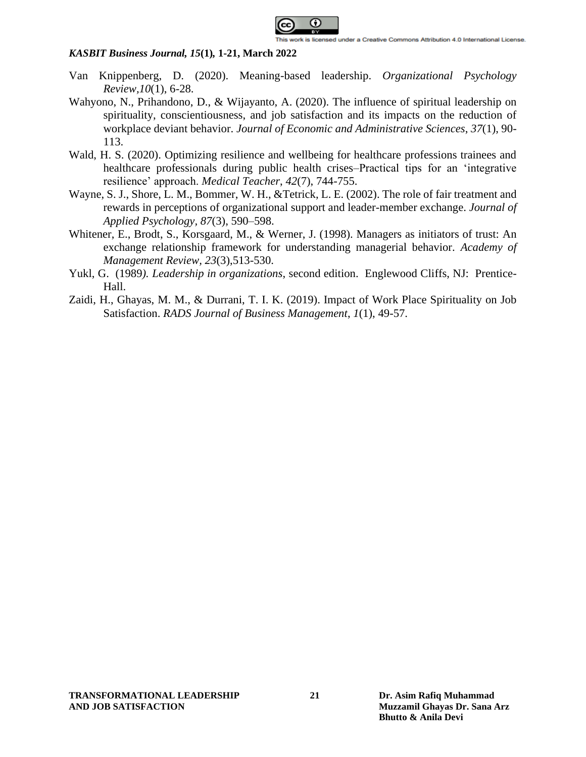Van Knippenberg, D. (2020). Meaning-based leadership. *Organizational Psychology Review,10*(1), 6-28.

Wahyono, N., Prihandono, D., & Wijayanto, A. (2020). The influence of spiritual leadership on spirituality, conscientiousness, and job satisfaction and its impacts on the reduction of workplace deviant behavior. *Journal of Economic and Administrative Sciences*, *37*(1), 90-113.

Wald, H. S. (2020). Optimizing resilience and wellbeing for healthcare professions trainees and healthcare professionals during public health crises–Practical tips for an 'integrative resilience' approach. *Medical Teacher*, *42*(7), 744-755.

Wayne, S. J., Shore, L. M., Bommer, W. H., &Tetrick, L. E. (2002). The role of fair treatment and rewards in perceptions of organizational support and leader-member exchange. *Journal of Applied Psychology, 87*(3), 590–598.

Whitener, E., Brodt, S., Korsgaard, M., & Werner, J. (1998). Managers as initiators of trust: An exchange relationship framework for understanding managerial behavior. *Academy of Management Review, 23*(3),513-530.

Yukl, G. (1989*). Leadership in organizations*, second edition. Englewood Cliffs, NJ: Prentice-Hall.

Zaidi, H., Ghayas, M. M., & Durrani, T. I. K. (2019). Impact of Work Place Spirituality on Job Satisfaction. *RADS Journal of Business Management*, *1*(1), 49-57.